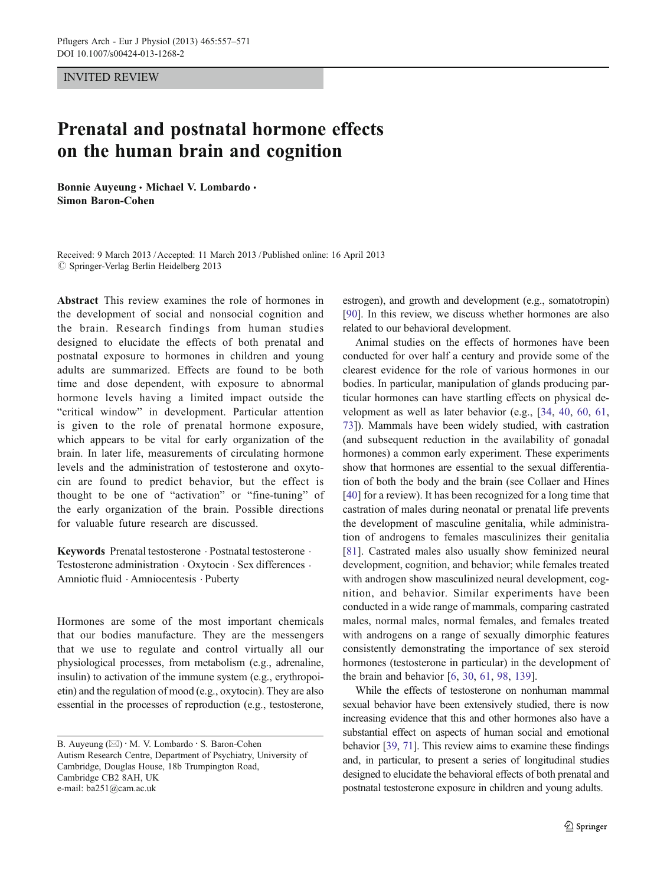INVITED REVIEW

# Prenatal and postnatal hormone effects on the human brain and cognition

**Bonnie Auyeung · Michael V. Lombardo · Simon Baron-Cohen**

Received: 9 March 2013 / Accepted: 11 March 2013 / Published online: 16 April 2013
© Springer-Verlag Berlin Heidelberg 2013

**Abstract** This review examines the role of hormones in the development of social and nonsocial cognition and the brain. Research findings from human studies designed to elucidate the effects of both prenatal and postnatal exposure to hormones in children and young adults are summarized. Effects are found to be both time and dose dependent, with exposure to abnormal hormone levels having a limited impact outside the "critical window" in development. Particular attention is given to the role of prenatal hormone exposure, which appears to be vital for early organization of the brain. In later life, measurements of circulating hormone levels and the administration of testosterone and oxytocin are found to predict behavior, but the effect is thought to be one of "activation" or "fine-tuning" of the early organization of the brain. Possible directions for valuable future research are discussed.

**Keywords** Prenatal testosterone · Postnatal testosterone · Testosterone administration · Oxytocin · Sex differences · Amniotic fluid · Amniocentesis · Puberty

Hormones are some of the most important chemicals that our bodies manufacture. They are the messengers that we use to regulate and control virtually all our physiological processes, from metabolism (e.g., adrenaline, insulin) to activation of the immune system (e.g., erythropoietin) and the regulation of mood (e.g., oxytocin). They are also essential in the processes of reproduction (e.g., testosterone, estrogen), and growth and development (e.g., somatotropin) [90]. In this review, we discuss whether hormones are also related to our behavioral development.

Animal studies on the effects of hormones have been conducted for over half a century and provide some of the clearest evidence for the role of various hormones in our bodies. In particular, manipulation of glands producing particular hormones can have startling effects on physical development as well as later behavior (e.g., [34, 40, 60, 61, 73]). Mammals have been widely studied, with castration (and subsequent reduction in the availability of gonadal hormones) a common early experiment. These experiments show that hormones are essential to the sexual differentiation of both the body and the brain (see Collaer and Hines [40] for a review). It has been recognized for a long time that castration of males during neonatal or prenatal life prevents the development of masculine genitalia, while administration of androgens to females masculinizes their genitalia [81]. Castrated males also usually show feminized neural development, cognition, and behavior; while females treated with androgen show masculinized neural development, cognition, and behavior. Similar experiments have been conducted in a wide range of mammals, comparing castrated males, normal males, normal females, and females treated with androgens on a range of sexually dimorphic features consistently demonstrating the importance of sex steroid hormones (testosterone in particular) in the development of the brain and behavior [6, 30, 61, 98, 139].

While the effects of testosterone on nonhuman mammal sexual behavior have been extensively studied, there is now increasing evidence that this and other hormones also have a substantial effect on aspects of human social and emotional behavior [39, 71]. This review aims to examine these findings and, in particular, to present a series of longitudinal studies designed to elucidate the behavioral effects of both prenatal and postnatal testosterone exposure in children and young adults.

B. Auyeung (✉) · M. V. Lombardo · S. Baron-Cohen
Autism Research Centre, Department of Psychiatry, University of Cambridge, Douglas House, 18b Trumpington Road, Cambridge CB2 8AH, UK
e-mail: ba251@cam.ac.uk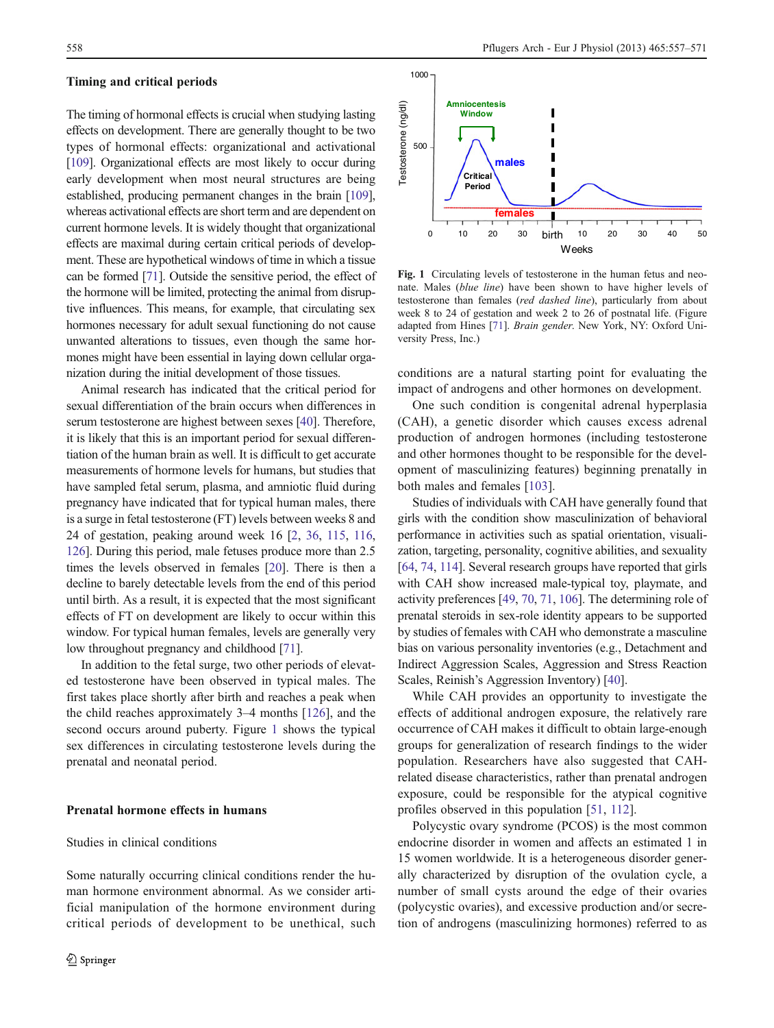## Timing and critical periods

The timing of hormonal effects is crucial when studying lasting effects on development. There are generally thought to be two types of hormonal effects: organizational and activational [109]. Organizational effects are most likely to occur during early development when most neural structures are being established, producing permanent changes in the brain [109], whereas activational effects are short term and are dependent on current hormone levels. It is widely thought that organizational effects are maximal during certain critical periods of development. These are hypothetical windows of time in which a tissue can be formed [71]. Outside the sensitive period, the effect of the hormone will be limited, protecting the animal from disruptive influences. This means, for example, that circulating sex hormones necessary for adult sexual functioning do not cause unwanted alterations to tissues, even though the same hormones might have been essential in laying down cellular organization during the initial development of those tissues.

Animal research has indicated that the critical period for sexual differentiation of the brain occurs when differences in serum testosterone are highest between sexes [40]. Therefore, it is likely that this is an important period for sexual differentiation of the human brain as well. It is difficult to get accurate measurements of hormone levels for humans, but studies that have sampled fetal serum, plasma, and amniotic fluid during pregnancy have indicated that for typical human males, there is a surge in fetal testosterone (FT) levels between weeks 8 and 24 of gestation, peaking around week 16 [2, 36, 115, 116, 126]. During this period, male fetuses produce more than 2.5 times the levels observed in females [20]. There is then a decline to barely detectable levels from the end of this period until birth. As a result, it is expected that the most significant effects of FT on development are likely to occur within this window. For typical human females, levels are generally very low throughout pregnancy and childhood [71].

In addition to the fetal surge, two other periods of elevated testosterone have been observed in typical males. The first takes place shortly after birth and reaches a peak when the child reaches approximately 3–4 months [126], and the second occurs around puberty. Figure 1 shows the typical sex differences in circulating testosterone levels during the prenatal and neonatal period.

**Fig. 1** Circulating levels of testosterone in the human fetus and neonate. Males (*blue line*) have been shown to have higher levels of testosterone than females (*red dashed line*), particularly from about week 8 to 24 of gestation and week 2 to 26 of postnatal life. (Figure adapted from Hines [71]. *Brain gender.* New York, NY: Oxford University Press, Inc.)

## Prenatal hormone effects in humans

### Studies in clinical conditions

Some naturally occurring clinical conditions render the human hormone environment abnormal. As we consider artificial manipulation of the hormone environment during critical periods of development to be unethical, such conditions are a natural starting point for evaluating the impact of androgens and other hormones on development.

One such condition is congenital adrenal hyperplasia (CAH), a genetic disorder which causes excess adrenal production of androgen hormones (including testosterone and other hormones thought to be responsible for the development of masculinizing features) beginning prenatally in both males and females [103].

Studies of individuals with CAH have generally found that girls with the condition show masculinization of behavioral performance in activities such as spatial orientation, visualization, targeting, personality, cognitive abilities, and sexuality [64, 74, 114]. Several research groups have reported that girls with CAH show increased male-typical toy, playmate, and activity preferences [49, 70, 71, 106]. The determining role of prenatal steroids in sex-role identity appears to be supported by studies of females with CAH who demonstrate a masculine bias on various personality inventories (e.g., Detachment and Indirect Aggression Scales, Aggression and Stress Reaction Scales, Reinish's Aggression Inventory) [40].

While CAH provides an opportunity to investigate the effects of additional androgen exposure, the relatively rare occurrence of CAH makes it difficult to obtain large-enough groups for generalization of research findings to the wider population. Researchers have also suggested that CAH-related disease characteristics, rather than prenatal androgen exposure, could be responsible for the atypical cognitive profiles observed in this population [51, 112].

Polycystic ovary syndrome (PCOS) is the most common endocrine disorder in women and affects an estimated 1 in 15 women worldwide. It is a heterogeneous disorder generally characterized by disruption of the ovulation cycle, a number of small cysts around the edge of their ovaries (polycystic ovaries), and excessive production and/or secretion of androgens (masculinizing hormones) referred to as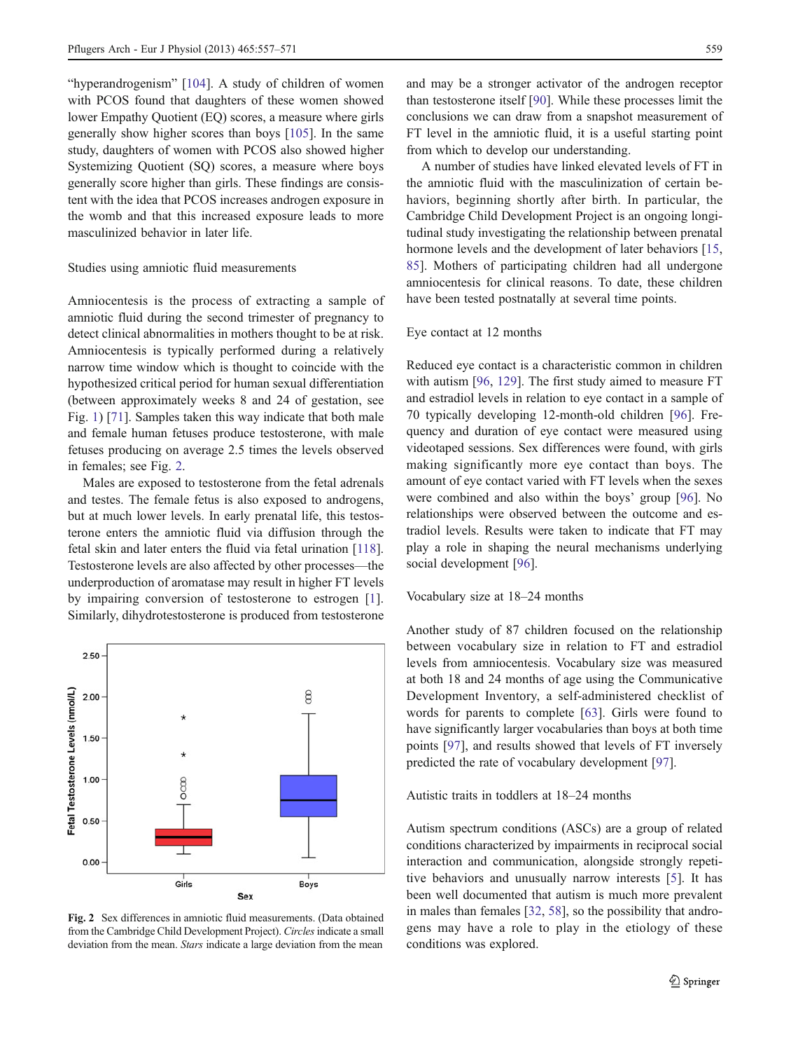"hyperandrogenism" [104]. A study of children of women with PCOS found that daughters of these women showed lower Empathy Quotient (EQ) scores, a measure where girls generally show higher scores than boys [105]. In the same study, daughters of women with PCOS also showed higher Systemizing Quotient (SQ) scores, a measure where boys generally score higher than girls. These findings are consistent with the idea that PCOS increases androgen exposure in the womb and that this increased exposure leads to more masculinized behavior in later life.

### Studies using amniotic fluid measurements

Amniocentesis is the process of extracting a sample of amniotic fluid during the second trimester of pregnancy to detect clinical abnormalities in mothers thought to be at risk. Amniocentesis is typically performed during a relatively narrow time window which is thought to coincide with the hypothesized critical period for human sexual differentiation (between approximately weeks 8 and 24 of gestation, see Fig. 1) [71]. Samples taken this way indicate that both male and female human fetuses produce testosterone, with male fetuses producing on average 2.5 times the levels observed in females; see Fig. 2.

Males are exposed to testosterone from the fetal adrenals and testes. The female fetus is also exposed to androgens, but at much lower levels. In early prenatal life, this testosterone enters the amniotic fluid via diffusion through the fetal skin and later enters the fluid via fetal urination [118]. Testosterone levels are also affected by other processes—the underproduction of aromatase may result in higher FT levels by impairing conversion of testosterone to estrogen [1]. Similarly, dihydrotestosterone is produced from testosterone

Fetal Testosterone Levels (nmol/L)
2.50
2.00
1.50
1.00
0.50
0.00
Girls
Boys
Sex

**Fig. 2** Sex differences in amniotic fluid measurements. (Data obtained from the Cambridge Child Development Project). *Circles* indicate a small deviation from the mean. *Stars* indicate a large deviation from the mean

and may be a stronger activator of the androgen receptor than testosterone itself [90]. While these processes limit the conclusions we can draw from a snapshot measurement of FT level in the amniotic fluid, it is a useful starting point from which to develop our understanding.

A number of studies have linked elevated levels of FT in the amniotic fluid with the masculinization of certain behaviors, beginning shortly after birth. In particular, the Cambridge Child Development Project is an ongoing longitudinal study investigating the relationship between prenatal hormone levels and the development of later behaviors [15, 85]. Mothers of participating children had all undergone amniocentesis for clinical reasons. To date, these children have been tested postnatally at several time points.

#### Eye contact at 12 months

Reduced eye contact is a characteristic common in children with autism [96, 129]. The first study aimed to measure FT and estradiol levels in relation to eye contact in a sample of 70 typically developing 12-month-old children [96]. Frequency and duration of eye contact were measured using videotaped sessions. Sex differences were found, with girls making significantly more eye contact than boys. The amount of eye contact varied with FT levels when the sexes were combined and also within the boys' group [96]. No relationships were observed between the outcome and estradiol levels. Results were taken to indicate that FT may play a role in shaping the neural mechanisms underlying social development [96].

#### Vocabulary size at 18–24 months

Another study of 87 children focused on the relationship between vocabulary size in relation to FT and estradiol levels from amniocentesis. Vocabulary size was measured at both 18 and 24 months of age using the Communicative Development Inventory, a self-administered checklist of words for parents to complete [63]. Girls were found to have significantly larger vocabularies than boys at both time points [97], and results showed that levels of FT inversely predicted the rate of vocabulary development [97].

#### Autistic traits in toddlers at 18–24 months

Autism spectrum conditions (ASCs) are a group of related conditions characterized by impairments in reciprocal social interaction and communication, alongside strongly repetitive behaviors and unusually narrow interests [5]. It has been well documented that autism is much more prevalent in males than females [32, 58], so the possibility that androgens may have a role to play in the etiology of these conditions was explored.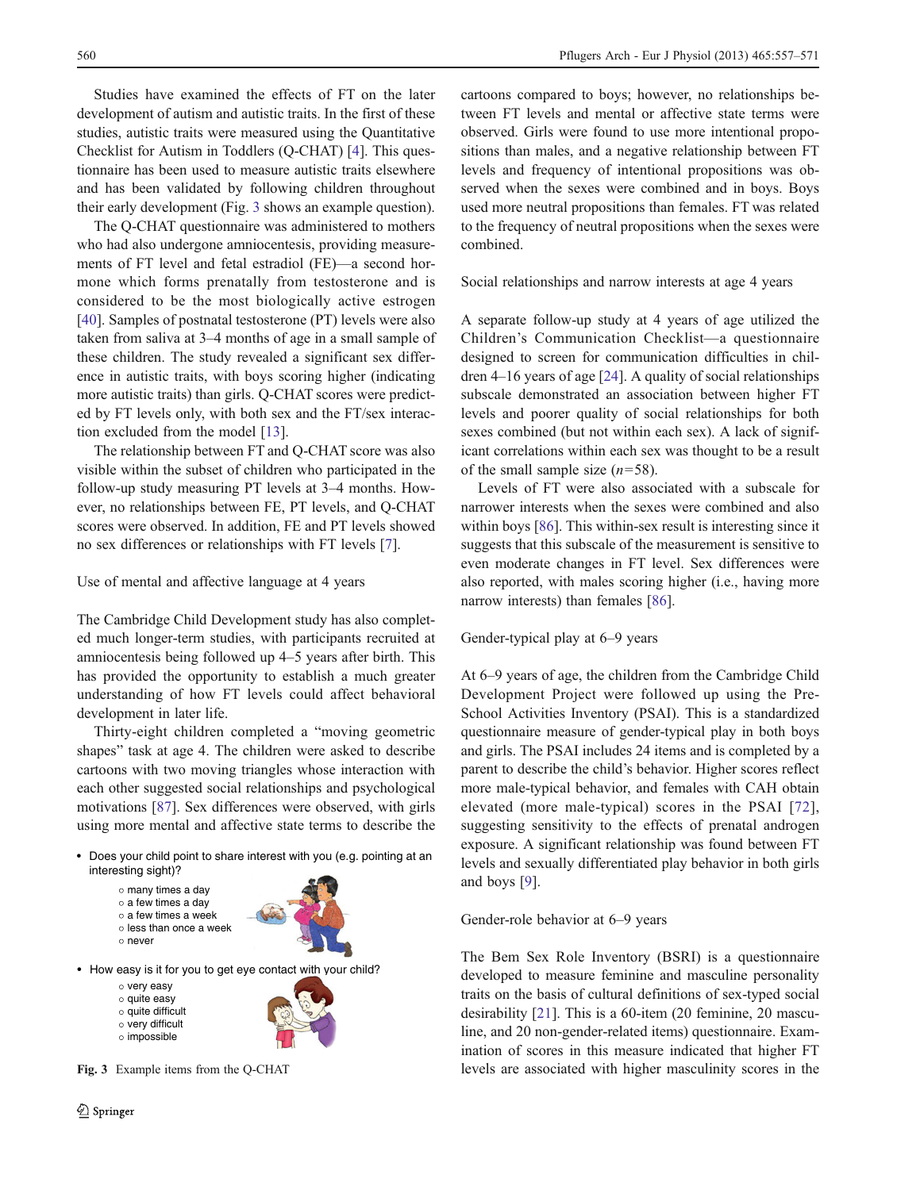Studies have examined the effects of FT on the later development of autism and autistic traits. In the first of these studies, autistic traits were measured using the Quantitative Checklist for Autism in Toddlers (Q-CHAT) [4]. This questionnaire has been used to measure autistic traits elsewhere and has been validated by following children throughout their early development (Fig. 3 shows an example question).

The Q-CHAT questionnaire was administered to mothers who had also undergone amniocentesis, providing measurements of FT level and fetal estradiol (FE)—a second hormone which forms prenatally from testosterone and is considered to be the most biologically active estrogen [40]. Samples of postnatal testosterone (PT) levels were also taken from saliva at 3–4 months of age in a small sample of these children. The study revealed a significant sex difference in autistic traits, with boys scoring higher (indicating more autistic traits) than girls. Q-CHAT scores were predicted by FT levels only, with both sex and the FT/sex interaction excluded from the model [13].

The relationship between FT and Q-CHAT score was also visible within the subset of children who participated in the follow-up study measuring PT levels at 3–4 months. However, no relationships between FE, PT levels, and Q-CHAT scores were observed. In addition, FE and PT levels showed no sex differences or relationships with FT levels [7].

### Use of mental and affective language at 4 years

The Cambridge Child Development study has also completed much longer-term studies, with participants recruited at amniocentesis being followed up 4–5 years after birth. This has provided the opportunity to establish a much greater understanding of how FT levels could affect behavioral development in later life.

Thirty-eight children completed a "moving geometric shapes" task at age 4. The children were asked to describe cartoons with two moving triangles whose interaction with each other suggested social relationships and psychological motivations [87]. Sex differences were observed, with girls using more mental and affective state terms to describe the cartoons compared to boys; however, no relationships between FT levels and mental or affective state terms were observed. Girls were found to use more intentional propositions than males, and a negative relationship between FT levels and frequency of intentional propositions was observed when the sexes were combined and in boys. Boys used more neutral propositions than females. FT was related to the frequency of neutral propositions when the sexes were combined.

- Does your child point to share interest with you (e.g. pointing at an interesting sight)?
  - many times a day
  - a few times a day
  - a few times a week
  - less than once a week
  - never
- How easy is it for you to get eye contact with your child?
  - very easy
  - quite easy
  - quite difficult
  - very difficult
  - impossible

Fig. 3 Example items from the Q-CHAT

### Social relationships and narrow interests at age 4 years

A separate follow-up study at 4 years of age utilized the Children's Communication Checklist—a questionnaire designed to screen for communication difficulties in children 4–16 years of age [24]. A quality of social relationships subscale demonstrated an association between higher FT levels and poorer quality of social relationships for both sexes combined (but not within each sex). A lack of significant correlations within each sex was thought to be a result of the small sample size ($n=58$).

Levels of FT were also associated with a subscale for narrower interests when the sexes were combined and also within boys [86]. This within-sex result is interesting since it suggests that this subscale of the measurement is sensitive to even moderate changes in FT level. Sex differences were also reported, with males scoring higher (i.e., having more narrow interests) than females [86].

### Gender-typical play at 6–9 years

At 6–9 years of age, the children from the Cambridge Child Development Project were followed up using the Pre-School Activities Inventory (PSAI). This is a standardized questionnaire measure of gender-typical play in both boys and girls. The PSAI includes 24 items and is completed by a parent to describe the child's behavior. Higher scores reflect more male-typical behavior, and females with CAH obtain elevated (more male-typical) scores in the PSAI [72], suggesting sensitivity to the effects of prenatal androgen exposure. A significant relationship was found between FT levels and sexually differentiated play behavior in both girls and boys [9].

### Gender-role behavior at 6–9 years

The Bem Sex Role Inventory (BSRI) is a questionnaire developed to measure feminine and masculine personality traits on the basis of cultural definitions of sex-typed social desirability [21]. This is a 60-item (20 feminine, 20 masculine, and 20 non-gender-related items) questionnaire. Examination of scores in this measure indicated that higher FT levels are associated with higher masculinity scores in the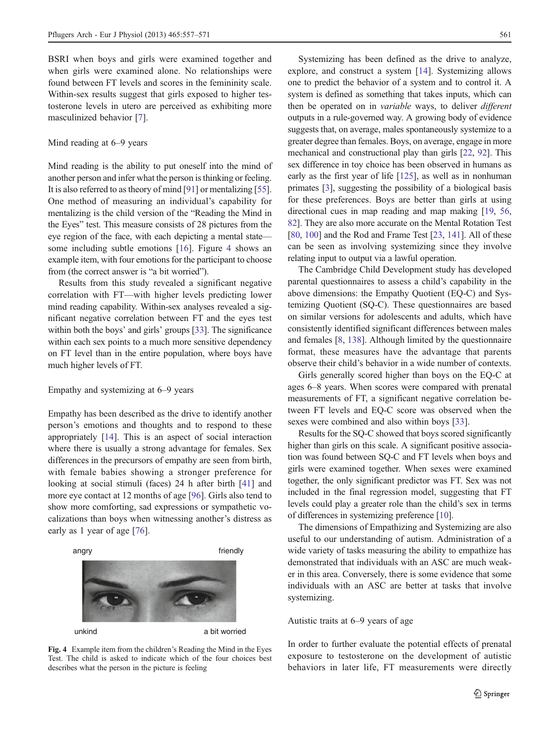BSRI when boys and girls were examined together and when girls were examined alone. No relationships were found between FT levels and scores in the femininity scale. Within-sex results suggest that girls exposed to higher testosterone levels in utero are perceived as exhibiting more masculinized behavior [7].

### Mind reading at 6–9 years

Mind reading is the ability to put oneself into the mind of another person and infer what the person is thinking or feeling. It is also referred to as theory of mind [91] or mentalizing [55]. One method of measuring an individual's capability for mentalizing is the child version of the "Reading the Mind in the Eyes" test. This measure consists of 28 pictures from the eye region of the face, with each depicting a mental state—some including subtle emotions [16]. Figure 4 shows an example item, with four emotions for the participant to choose from (the correct answer is "a bit worried").

Results from this study revealed a significant negative correlation with FT—with higher levels predicting lower mind reading capability. Within-sex analyses revealed a significant negative correlation between FT and the eyes test within both the boys' and girls' groups [33]. The significance within each sex points to a much more sensitive dependency on FT level than in the entire population, where boys have much higher levels of FT.

### Empathy and systemizing at 6–9 years

Empathy has been described as the drive to identify another person's emotions and thoughts and to respond to these appropriately [14]. This is an aspect of social interaction where there is usually a strong advantage for females. Sex differences in the precursors of empathy are seen from birth, with female babies showing a stronger preference for looking at social stimuli (faces) 24 h after birth [41] and more eye contact at 12 months of age [96]. Girls also tend to show more comforting, sad expressions or sympathetic vocalizations than boys when witnessing another's distress as early as 1 year of age [76].

angry

friendly

unkind

a bit worried

**Fig. 4** Example item from the children's Reading the Mind in the Eyes Test. The child is asked to indicate which of the four choices best describes what the person in the picture is feeling

Systemizing has been defined as the drive to analyze, explore, and construct a system [14]. Systemizing allows one to predict the behavior of a system and to control it. A system is defined as something that takes inputs, which can then be operated on in *variable* ways, to deliver *different* outputs in a rule-governed way. A growing body of evidence suggests that, on average, males spontaneously systemize to a greater degree than females. Boys, on average, engage in more mechanical and constructional play than girls [22, 92]. This sex difference in toy choice has been observed in humans as early as the first year of life [125], as well as in nonhuman primates [3], suggesting the possibility of a biological basis for these preferences. Boys are better than girls at using directional cues in map reading and map making [19, 56, 82]. They are also more accurate on the Mental Rotation Test [80, 100] and the Rod and Frame Test [23, 141]. All of these can be seen as involving systemizing since they involve relating input to output via a lawful operation.

The Cambridge Child Development study has developed parental questionnaires to assess a child's capability in the above dimensions: the Empathy Quotient (EQ-C) and Systemizing Quotient (SQ-C). These questionnaires are based on similar versions for adolescents and adults, which have consistently identified significant differences between males and females [8, 138]. Although limited by the questionnaire format, these measures have the advantage that parents observe their child's behavior in a wide number of contexts.

Girls generally scored higher than boys on the EQ-C at ages 6–8 years. When scores were compared with prenatal measurements of FT, a significant negative correlation between FT levels and EQ-C score was observed when the sexes were combined and also within boys [33].

Results for the SQ-C showed that boys scored significantly higher than girls on this scale. A significant positive association was found between SQ-C and FT levels when boys and girls were examined together. When sexes were examined together, the only significant predictor was FT. Sex was not included in the final regression model, suggesting that FT levels could play a greater role than the child's sex in terms of differences in systemizing preference [10].

The dimensions of Empathizing and Systemizing are also useful to our understanding of autism. Administration of a wide variety of tasks measuring the ability to empathize has demonstrated that individuals with an ASC are much weaker in this area. Conversely, there is some evidence that some individuals with an ASC are better at tasks that involve systemizing.

### Autistic traits at 6–9 years of age

In order to further evaluate the potential effects of prenatal exposure to testosterone on the development of autistic behaviors in later life, FT measurements were directly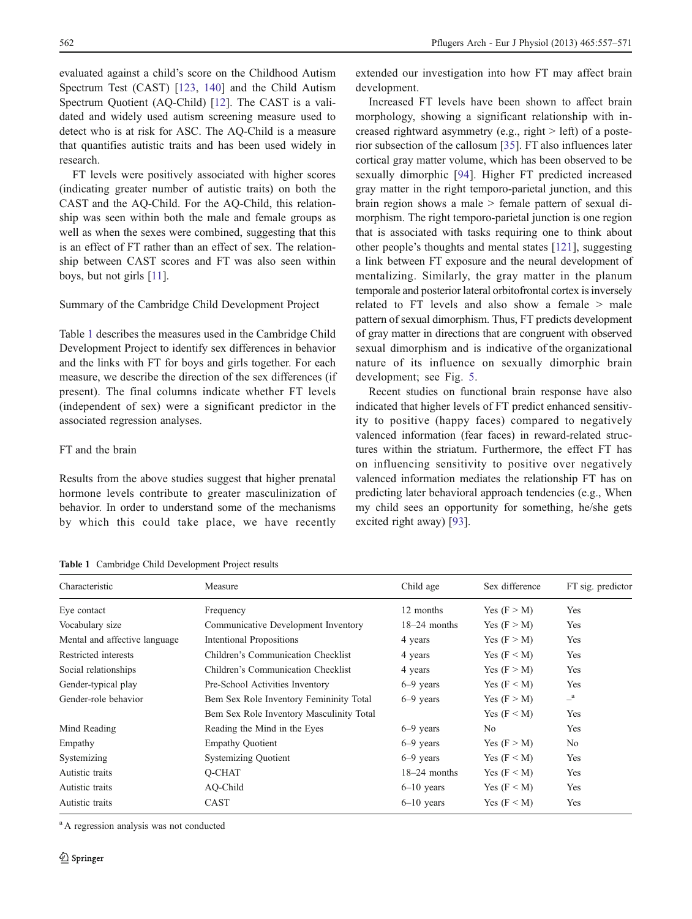evaluated against a child's score on the Childhood Autism Spectrum Test (CAST) [123, 140] and the Child Autism Spectrum Quotient (AQ-Child) [12]. The CAST is a validated and widely used autism screening measure used to detect who is at risk for ASC. The AQ-Child is a measure that quantifies autistic traits and has been used widely in research.

FT levels were positively associated with higher scores (indicating greater number of autistic traits) on both the CAST and the AQ-Child. For the AQ-Child, this relationship was seen within both the male and female groups as well as when the sexes were combined, suggesting that this is an effect of FT rather than an effect of sex. The relationship between CAST scores and FT was also seen within boys, but not girls [11].

### Summary of the Cambridge Child Development Project

Table 1 describes the measures used in the Cambridge Child Development Project to identify sex differences in behavior and the links with FT for boys and girls together. For each measure, we describe the direction of the sex differences (if present). The final columns indicate whether FT levels (independent of sex) were a significant predictor in the associated regression analyses.

### FT and the brain

Results from the above studies suggest that higher prenatal hormone levels contribute to greater masculinization of behavior. In order to understand some of the mechanisms by which this could take place, we have recently extended our investigation into how FT may affect brain development.

Increased FT levels have been shown to affect brain morphology, showing a significant relationship with increased rightward asymmetry (e.g., right > left) of a posterior subsection of the callosum [35]. FT also influences later cortical gray matter volume, which has been observed to be sexually dimorphic [94]. Higher FT predicted increased gray matter in the right temporo-parietal junction, and this brain region shows a male > female pattern of sexual dimorphism. The right temporo-parietal junction is one region that is associated with tasks requiring one to think about other people's thoughts and mental states [121], suggesting a link between FT exposure and the neural development of mentalizing. Similarly, the gray matter in the planum temporale and posterior lateral orbitofrontal cortex is inversely related to FT levels and also show a female > male pattern of sexual dimorphism. Thus, FT predicts development of gray matter in directions that are congruent with observed sexual dimorphism and is indicative of the organizational nature of its influence on sexually dimorphic brain development; see Fig. 5.

Recent studies on functional brain response have also indicated that higher levels of FT predict enhanced sensitivity to positive (happy faces) compared to negatively valenced information (fear faces) in reward-related structures within the striatum. Furthermore, the effect FT has on influencing sensitivity to positive over negatively valenced information mediates the relationship FT has on predicting later behavioral approach tendencies (e.g., When my child sees an opportunity for something, he/she gets excited right away) [93].

**Table 1** Cambridge Child Development Project results

| Characteristic | Measure | Child age | Sex difference | FT sig. predictor |
|---|---|---|---|---|
| Eye contact | Frequency | 12 months | Yes (F > M) | Yes |
| Vocabulary size | Communicative Development Inventory | 18–24 months | Yes (F > M) | Yes |
| Mental and affective language | Intentional Propositions | 4 years | Yes (F > M) | Yes |
| Restricted interests | Children's Communication Checklist | 4 years | Yes (F < M) | Yes |
| Social relationships | Children's Communication Checklist | 4 years | Yes (F > M) | Yes |
| Gender-typical play | Pre-School Activities Inventory | 6–9 years | Yes (F < M) | Yes |
| Gender-role behavior | Bem Sex Role Inventory Femininity Total | 6–9 years | Yes (F > M) | –[a] |
| | Bem Sex Role Inventory Masculinity Total | | Yes (F < M) | Yes |
| Mind Reading | Reading the Mind in the Eyes | 6–9 years | No | Yes |
| Empathy | Empathy Quotient | 6–9 years | Yes (F > M) | No |
| Systemizing | Systemizing Quotient | 6–9 years | Yes (F < M) | Yes |
| Autistic traits | Q-CHAT | 18–24 months | Yes (F < M) | Yes |
| Autistic traits | AQ-Child | 6–10 years | Yes (F < M) | Yes |
| Autistic traits | CAST | 6–10 years | Yes (F < M) | Yes |

[a] A regression analysis was not conducted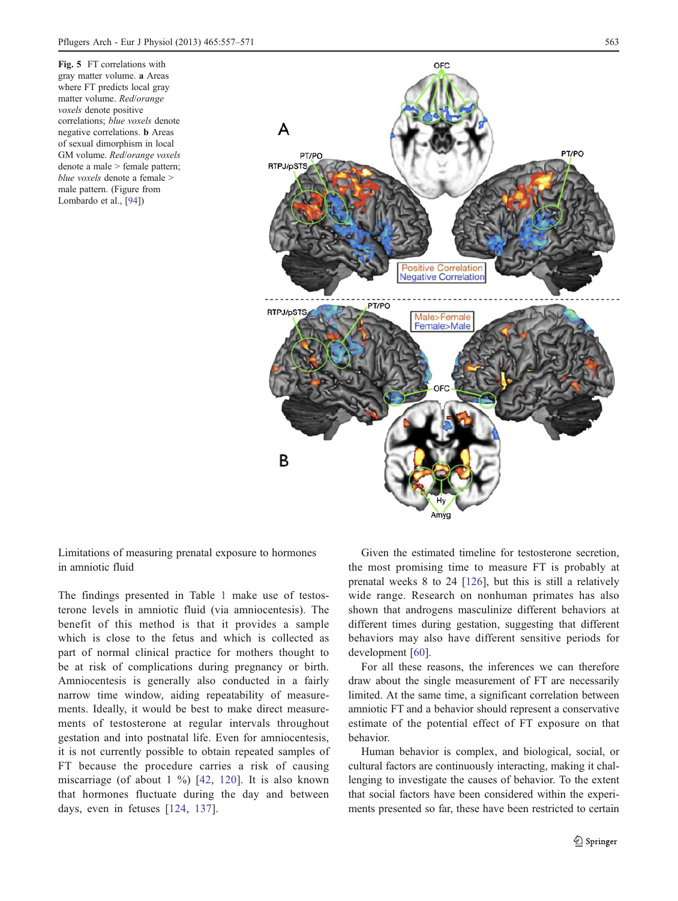**Fig. 5** FT correlations with gray matter volume. **a** Areas where FT predicts local gray matter volume. *Red/orange voxels* denote positive correlations; *blue voxels* denote negative correlations. **b** Areas of sexual dimorphism in local GM volume. *Red/orange voxels* denote a male > female pattern; *blue voxels* denote a female > male pattern. (Figure from Lombardo et al., [94])

A

OFC

PT/PO

RTPJ/pSTS

PT/PO

Positive Correlation
Negative Correlation

B

RTPJ/pSTS

PT/PO

Male>Female
Female>Male

OFC

Hy

Amyg

## Limitations of measuring prenatal exposure to hormones in amniotic fluid

The findings presented in Table 1 make use of testosterone levels in amniotic fluid (via amniocentesis). The benefit of this method is that it provides a sample which is close to the fetus and which is collected as part of normal clinical practice for mothers thought to be at risk of complications during pregnancy or birth. Amniocentesis is generally also conducted in a fairly narrow time window, aiding repeatability of measurements. Ideally, it would be best to make direct measurements of testosterone at regular intervals throughout gestation and into postnatal life. Even for amniocentesis, it is not currently possible to obtain repeated samples of FT because the procedure carries a risk of causing miscarriage (of about 1 %) [42, 120]. It is also known that hormones fluctuate during the day and between days, even in fetuses [124, 137].

Given the estimated timeline for testosterone secretion, the most promising time to measure FT is probably at prenatal weeks 8 to 24 [126], but this is still a relatively wide range. Research on nonhuman primates has also shown that androgens masculinize different behaviors at different times during gestation, suggesting that different behaviors may also have different sensitive periods for development [60].

For all these reasons, the inferences we can therefore draw about the single measurement of FT are necessarily limited. At the same time, a significant correlation between amniotic FT and a behavior should represent a conservative estimate of the potential effect of FT exposure on that behavior.

Human behavior is complex, and biological, social, or cultural factors are continuously interacting, making it challenging to investigate the causes of behavior. To the extent that social factors have been considered within the experiments presented so far, these have been restricted to certain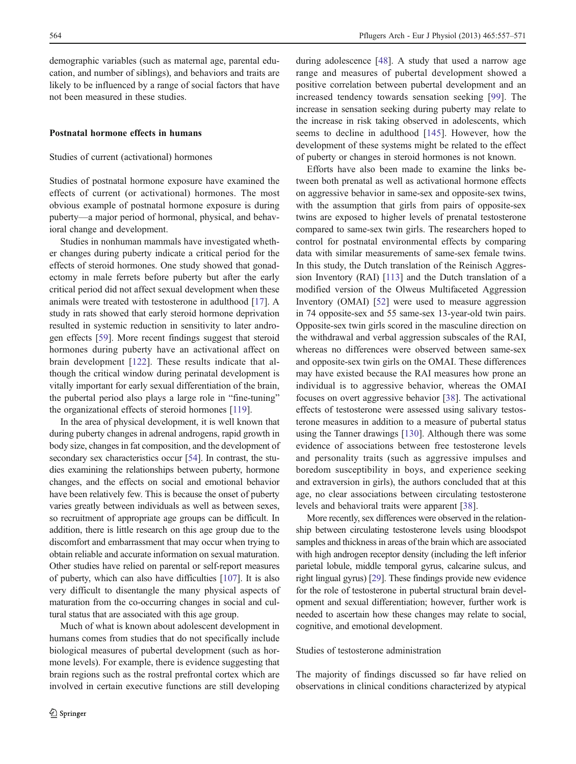demographic variables (such as maternal age, parental education, and number of siblings), and behaviors and traits are likely to be influenced by a range of social factors that have not been measured in these studies.

## Postnatal hormone effects in humans

### Studies of current (activational) hormones

Studies of postnatal hormone exposure have examined the effects of current (or activational) hormones. The most obvious example of postnatal hormone exposure is during puberty—a major period of hormonal, physical, and behavioral change and development.

Studies in nonhuman mammals have investigated whether changes during puberty indicate a critical period for the effects of steroid hormones. One study showed that gonadectomy in male ferrets before puberty but after the early critical period did not affect sexual development when these animals were treated with testosterone in adulthood [17]. A study in rats showed that early steroid hormone deprivation resulted in systemic reduction in sensitivity to later androgen effects [59]. More recent findings suggest that steroid hormones during puberty have an activational affect on brain development [122]. These results indicate that although the critical window during perinatal development is vitally important for early sexual differentiation of the brain, the pubertal period also plays a large role in "fine-tuning" the organizational effects of steroid hormones [119].

In the area of physical development, it is well known that during puberty changes in adrenal androgens, rapid growth in body size, changes in fat composition, and the development of secondary sex characteristics occur [54]. In contrast, the studies examining the relationships between puberty, hormone changes, and the effects on social and emotional behavior have been relatively few. This is because the onset of puberty varies greatly between individuals as well as between sexes, so recruitment of appropriate age groups can be difficult. In addition, there is little research on this age group due to the discomfort and embarrassment that may occur when trying to obtain reliable and accurate information on sexual maturation. Other studies have relied on parental or self-report measures of puberty, which can also have difficulties [107]. It is also very difficult to disentangle the many physical aspects of maturation from the co-occurring changes in social and cultural status that are associated with this age group.

Much of what is known about adolescent development in humans comes from studies that do not specifically include biological measures of pubertal development (such as hormone levels). For example, there is evidence suggesting that brain regions such as the rostral prefrontal cortex which are involved in certain executive functions are still developing during adolescence [48]. A study that used a narrow age range and measures of pubertal development showed a positive correlation between pubertal development and an increased tendency towards sensation seeking [99]. The increase in sensation seeking during puberty may relate to the increase in risk taking observed in adolescents, which seems to decline in adulthood [145]. However, how the development of these systems might be related to the effect of puberty or changes in steroid hormones is not known.

Efforts have also been made to examine the links between both prenatal as well as activational hormone effects on aggressive behavior in same-sex and opposite-sex twins, with the assumption that girls from pairs of opposite-sex twins are exposed to higher levels of prenatal testosterone compared to same-sex twin girls. The researchers hoped to control for postnatal environmental effects by comparing data with similar measurements of same-sex female twins. In this study, the Dutch translation of the Reinisch Aggression Inventory (RAI) [113] and the Dutch translation of a modified version of the Olweus Multifaceted Aggression Inventory (OMAI) [52] were used to measure aggression in 74 opposite-sex and 55 same-sex 13-year-old twin pairs. Opposite-sex twin girls scored in the masculine direction on the withdrawal and verbal aggression subscales of the RAI, whereas no differences were observed between same-sex and opposite-sex twin girls on the OMAI. These differences may have existed because the RAI measures how prone an individual is to aggressive behavior, whereas the OMAI focuses on overt aggressive behavior [38]. The activational effects of testosterone were assessed using salivary testosterone measures in addition to a measure of pubertal status using the Tanner drawings [130]. Although there was some evidence of associations between free testosterone levels and personality traits (such as aggressive impulses and boredom susceptibility in boys, and experience seeking and extraversion in girls), the authors concluded that at this age, no clear associations between circulating testosterone levels and behavioral traits were apparent [38].

More recently, sex differences were observed in the relationship between circulating testosterone levels using bloodspot samples and thickness in areas of the brain which are associated with high androgen receptor density (including the left inferior parietal lobule, middle temporal gyrus, calcarine sulcus, and right lingual gyrus) [29]. These findings provide new evidence for the role of testosterone in pubertal structural brain development and sexual differentiation; however, further work is needed to ascertain how these changes may relate to social, cognitive, and emotional development.

### Studies of testosterone administration

The majority of findings discussed so far have relied on observations in clinical conditions characterized by atypical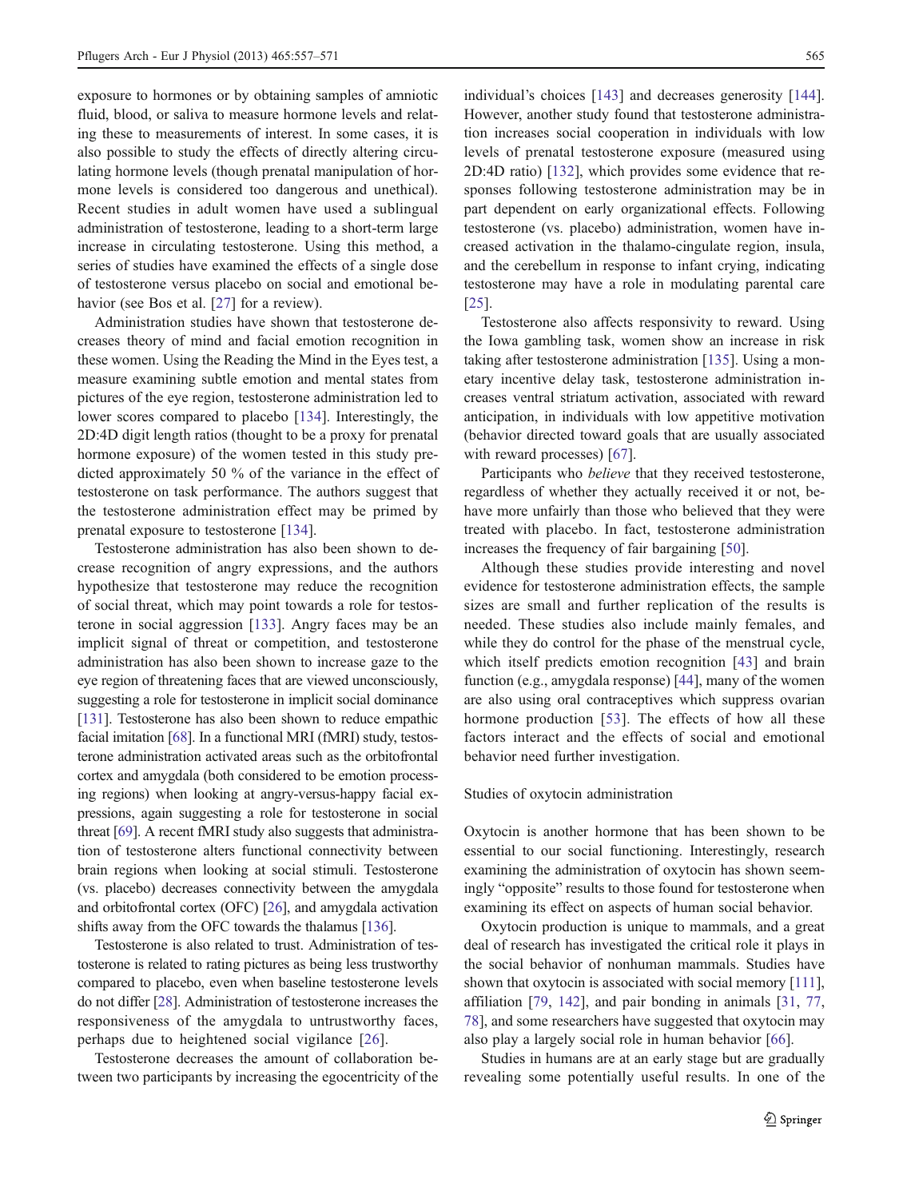exposure to hormones or by obtaining samples of amniotic fluid, blood, or saliva to measure hormone levels and relating these to measurements of interest. In some cases, it is also possible to study the effects of directly altering circulating hormone levels (though prenatal manipulation of hormone levels is considered too dangerous and unethical). Recent studies in adult women have used a sublingual administration of testosterone, leading to a short-term large increase in circulating testosterone. Using this method, a series of studies have examined the effects of a single dose of testosterone versus placebo on social and emotional behavior (see Bos et al. [27] for a review).

Administration studies have shown that testosterone decreases theory of mind and facial emotion recognition in these women. Using the Reading the Mind in the Eyes test, a measure examining subtle emotion and mental states from pictures of the eye region, testosterone administration led to lower scores compared to placebo [134]. Interestingly, the 2D:4D digit length ratios (thought to be a proxy for prenatal hormone exposure) of the women tested in this study predicted approximately 50 % of the variance in the effect of testosterone on task performance. The authors suggest that the testosterone administration effect may be primed by prenatal exposure to testosterone [134].

Testosterone administration has also been shown to decrease recognition of angry expressions, and the authors hypothesize that testosterone may reduce the recognition of social threat, which may point towards a role for testosterone in social aggression [133]. Angry faces may be an implicit signal of threat or competition, and testosterone administration has also been shown to increase gaze to the eye region of threatening faces that are viewed unconsciously, suggesting a role for testosterone in implicit social dominance [131]. Testosterone has also been shown to reduce empathic facial imitation [68]. In a functional MRI (fMRI) study, testosterone administration activated areas such as the orbitofrontal cortex and amygdala (both considered to be emotion processing regions) when looking at angry-versus-happy facial expressions, again suggesting a role for testosterone in social threat [69]. A recent fMRI study also suggests that administration of testosterone alters functional connectivity between brain regions when looking at social stimuli. Testosterone (vs. placebo) decreases connectivity between the amygdala and orbitofrontal cortex (OFC) [26], and amygdala activation shifts away from the OFC towards the thalamus [136].

Testosterone is also related to trust. Administration of testosterone is related to rating pictures as being less trustworthy compared to placebo, even when baseline testosterone levels do not differ [28]. Administration of testosterone increases the responsiveness of the amygdala to untrustworthy faces, perhaps due to heightened social vigilance [26].

Testosterone decreases the amount of collaboration between two participants by increasing the egocentricity of the individual's choices [143] and decreases generosity [144]. However, another study found that testosterone administration increases social cooperation in individuals with low levels of prenatal testosterone exposure (measured using 2D:4D ratio) [132], which provides some evidence that responses following testosterone administration may be in part dependent on early organizational effects. Following testosterone (vs. placebo) administration, women have increased activation in the thalamo-cingulate region, insula, and the cerebellum in response to infant crying, indicating testosterone may have a role in modulating parental care [25].

Testosterone also affects responsivity to reward. Using the Iowa gambling task, women show an increase in risk taking after testosterone administration [135]. Using a monetary incentive delay task, testosterone administration increases ventral striatum activation, associated with reward anticipation, in individuals with low appetitive motivation (behavior directed toward goals that are usually associated with reward processes) [67].

Participants who *believe* that they received testosterone, regardless of whether they actually received it or not, behave more unfairly than those who believed that they were treated with placebo. In fact, testosterone administration increases the frequency of fair bargaining [50].

Although these studies provide interesting and novel evidence for testosterone administration effects, the sample sizes are small and further replication of the results is needed. These studies also include mainly females, and while they do control for the phase of the menstrual cycle, which itself predicts emotion recognition [43] and brain function (e.g., amygdala response) [44], many of the women are also using oral contraceptives which suppress ovarian hormone production [53]. The effects of how all these factors interact and the effects of social and emotional behavior need further investigation.

## Studies of oxytocin administration

Oxytocin is another hormone that has been shown to be essential to our social functioning. Interestingly, research examining the administration of oxytocin has shown seemingly "opposite" results to those found for testosterone when examining its effect on aspects of human social behavior.

Oxytocin production is unique to mammals, and a great deal of research has investigated the critical role it plays in the social behavior of nonhuman mammals. Studies have shown that oxytocin is associated with social memory [111], affiliation [79, 142], and pair bonding in animals [31, 77, 78], and some researchers have suggested that oxytocin may also play a largely social role in human behavior [66].

Studies in humans are at an early stage but are gradually revealing some potentially useful results. In one of the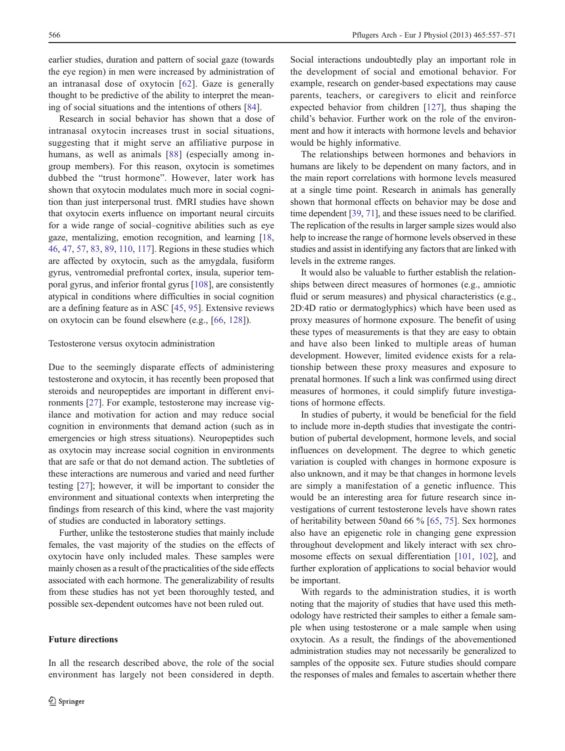earlier studies, duration and pattern of social gaze (towards the eye region) in men were increased by administration of an intranasal dose of oxytocin [62]. Gaze is generally thought to be predictive of the ability to interpret the meaning of social situations and the intentions of others [84].

Research in social behavior has shown that a dose of intranasal oxytocin increases trust in social situations, suggesting that it might serve an affiliative purpose in humans, as well as animals [88] (especially among in-group members). For this reason, oxytocin is sometimes dubbed the "trust hormone". However, later work has shown that oxytocin modulates much more in social cognition than just interpersonal trust. fMRI studies have shown that oxytocin exerts influence on important neural circuits for a wide range of social–cognitive abilities such as eye gaze, mentalizing, emotion recognition, and learning [18, 46, 47, 57, 83, 89, 110, 117]. Regions in these studies which are affected by oxytocin, such as the amygdala, fusiform gyrus, ventromedial prefrontal cortex, insula, superior temporal gyrus, and inferior frontal gyrus [108], are consistently atypical in conditions where difficulties in social cognition are a defining feature as in ASC [45, 95]. Extensive reviews on oxytocin can be found elsewhere (e.g., [66, 128]).

Testosterone versus oxytocin administration

Due to the seemingly disparate effects of administering testosterone and oxytocin, it has recently been proposed that steroids and neuropeptides are important in different environments [27]. For example, testosterone may increase vigilance and motivation for action and may reduce social cognition in environments that demand action (such as in emergencies or high stress situations). Neuropeptides such as oxytocin may increase social cognition in environments that are safe or that do not demand action. The subtleties of these interactions are numerous and varied and need further testing [27]; however, it will be important to consider the environment and situational contexts when interpreting the findings from research of this kind, where the vast majority of studies are conducted in laboratory settings.

Further, unlike the testosterone studies that mainly include females, the vast majority of the studies on the effects of oxytocin have only included males. These samples were mainly chosen as a result of the practicalities of the side effects associated with each hormone. The generalizability of results from these studies has not yet been thoroughly tested, and possible sex-dependent outcomes have not been ruled out.

## Future directions

In all the research described above, the role of the social environment has largely not been considered in depth. Social interactions undoubtedly play an important role in the development of social and emotional behavior. For example, research on gender-based expectations may cause parents, teachers, or caregivers to elicit and reinforce expected behavior from children [127], thus shaping the child's behavior. Further work on the role of the environment and how it interacts with hormone levels and behavior would be highly informative.

The relationships between hormones and behaviors in humans are likely to be dependent on many factors, and in the main report correlations with hormone levels measured at a single time point. Research in animals has generally shown that hormonal effects on behavior may be dose and time dependent [39, 71], and these issues need to be clarified. The replication of the results in larger sample sizes would also help to increase the range of hormone levels observed in these studies and assist in identifying any factors that are linked with levels in the extreme ranges.

It would also be valuable to further establish the relationships between direct measures of hormones (e.g., amniotic fluid or serum measures) and physical characteristics (e.g., 2D:4D ratio or dermatoglyphics) which have been used as proxy measures of hormone exposure. The benefit of using these types of measurements is that they are easy to obtain and have also been linked to multiple areas of human development. However, limited evidence exists for a relationship between these proxy measures and exposure to prenatal hormones. If such a link was confirmed using direct measures of hormones, it could simplify future investigations of hormone effects.

In studies of puberty, it would be beneficial for the field to include more in-depth studies that investigate the contribution of pubertal development, hormone levels, and social influences on development. The degree to which genetic variation is coupled with changes in hormone exposure is also unknown, and it may be that changes in hormone levels are simply a manifestation of a genetic influence. This would be an interesting area for future research since investigations of current testosterone levels have shown rates of heritability between 50and 66 % [65, 75]. Sex hormones also have an epigenetic role in changing gene expression throughout development and likely interact with sex chromosome effects on sexual differentiation [101, 102], and further exploration of applications to social behavior would be important.

With regards to the administration studies, it is worth noting that the majority of studies that have used this methodology have restricted their samples to either a female sample when using testosterone or a male sample when using oxytocin. As a result, the findings of the abovementioned administration studies may not necessarily be generalized to samples of the opposite sex. Future studies should compare the responses of males and females to ascertain whether there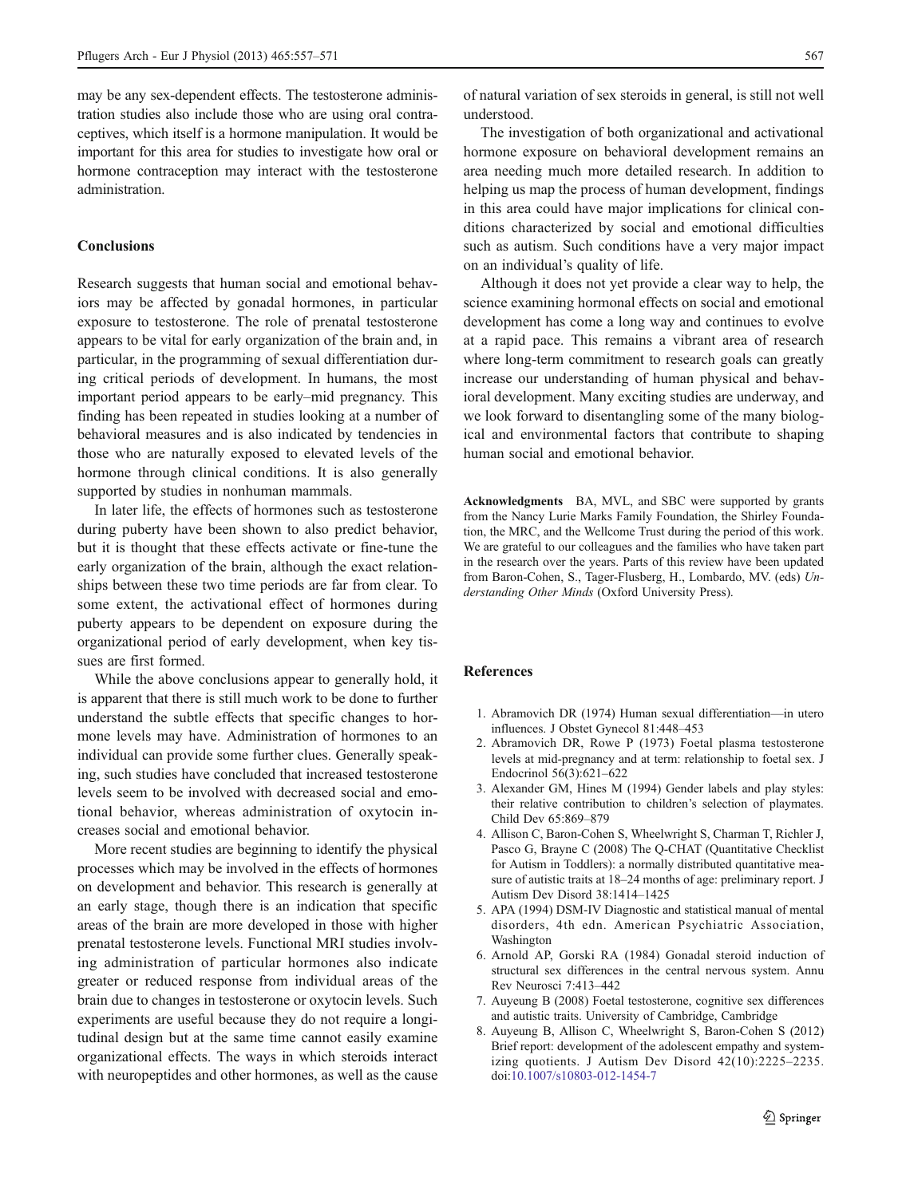may be any sex-dependent effects. The testosterone administration studies also include those who are using oral contraceptives, which itself is a hormone manipulation. It would be important for this area for studies to investigate how oral or hormone contraception may interact with the testosterone administration.

## Conclusions

Research suggests that human social and emotional behaviors may be affected by gonadal hormones, in particular exposure to testosterone. The role of prenatal testosterone appears to be vital for early organization of the brain and, in particular, in the programming of sexual differentiation during critical periods of development. In humans, the most important period appears to be early–mid pregnancy. This finding has been repeated in studies looking at a number of behavioral measures and is also indicated by tendencies in those who are naturally exposed to elevated levels of the hormone through clinical conditions. It is also generally supported by studies in nonhuman mammals.

In later life, the effects of hormones such as testosterone during puberty have been shown to also predict behavior, but it is thought that these effects activate or fine-tune the early organization of the brain, although the exact relationships between these two time periods are far from clear. To some extent, the activational effect of hormones during puberty appears to be dependent on exposure during the organizational period of early development, when key tissues are first formed.

While the above conclusions appear to generally hold, it is apparent that there is still much work to be done to further understand the subtle effects that specific changes to hormone levels may have. Administration of hormones to an individual can provide some further clues. Generally speaking, such studies have concluded that increased testosterone levels seem to be involved with decreased social and emotional behavior, whereas administration of oxytocin increases social and emotional behavior.

More recent studies are beginning to identify the physical processes which may be involved in the effects of hormones on development and behavior. This research is generally at an early stage, though there is an indication that specific areas of the brain are more developed in those with higher prenatal testosterone levels. Functional MRI studies involving administration of particular hormones also indicate greater or reduced response from individual areas of the brain due to changes in testosterone or oxytocin levels. Such experiments are useful because they do not require a longitudinal design but at the same time cannot easily examine organizational effects. The ways in which steroids interact with neuropeptides and other hormones, as well as the cause of natural variation of sex steroids in general, is still not well understood.

The investigation of both organizational and activational hormone exposure on behavioral development remains an area needing much more detailed research. In addition to helping us map the process of human development, findings in this area could have major implications for clinical conditions characterized by social and emotional difficulties such as autism. Such conditions have a very major impact on an individual's quality of life.

Although it does not yet provide a clear way to help, the science examining hormonal effects on social and emotional development has come a long way and continues to evolve at a rapid pace. This remains a vibrant area of research where long-term commitment to research goals can greatly increase our understanding of human physical and behavioral development. Many exciting studies are underway, and we look forward to disentangling some of the many biological and environmental factors that contribute to shaping human social and emotional behavior.

**Acknowledgments** BA, MVL, and SBC were supported by grants from the Nancy Lurie Marks Family Foundation, the Shirley Foundation, the MRC, and the Wellcome Trust during the period of this work. We are grateful to our colleagues and the families who have taken part in the research over the years. Parts of this review have been updated from Baron-Cohen, S., Tager-Flusberg, H., Lombardo, MV. (eds) *Understanding Other Minds* (Oxford University Press).

## References

1. Abramovich DR (1974) Human sexual differentiation—in utero influences. J Obstet Gynecol 81:448–453
2. Abramovich DR, Rowe P (1973) Foetal plasma testosterone levels at mid-pregnancy and at term: relationship to foetal sex. J Endocrinol 56(3):621–622
3. Alexander GM, Hines M (1994) Gender labels and play styles: their relative contribution to children's selection of playmates. Child Dev 65:869–879
4. Allison C, Baron-Cohen S, Wheelwright S, Charman T, Richler J, Pasco G, Brayne C (2008) The Q-CHAT (Quantitative Checklist for Autism in Toddlers): a normally distributed quantitative measure of autistic traits at 18–24 months of age: preliminary report. J Autism Dev Disord 38:1414–1425
5. APA (1994) DSM-IV Diagnostic and statistical manual of mental disorders, 4th edn. American Psychiatric Association, Washington
6. Arnold AP, Gorski RA (1984) Gonadal steroid induction of structural sex differences in the central nervous system. Annu Rev Neurosci 7:413–442
7. Auyeung B (2008) Foetal testosterone, cognitive sex differences and autistic traits. University of Cambridge, Cambridge
8. Auyeung B, Allison C, Wheelwright S, Baron-Cohen S (2012) Brief report: development of the adolescent empathy and systemizing quotients. J Autism Dev Disord 42(10):2225–2235. doi:10.1007/s10803-012-1454-7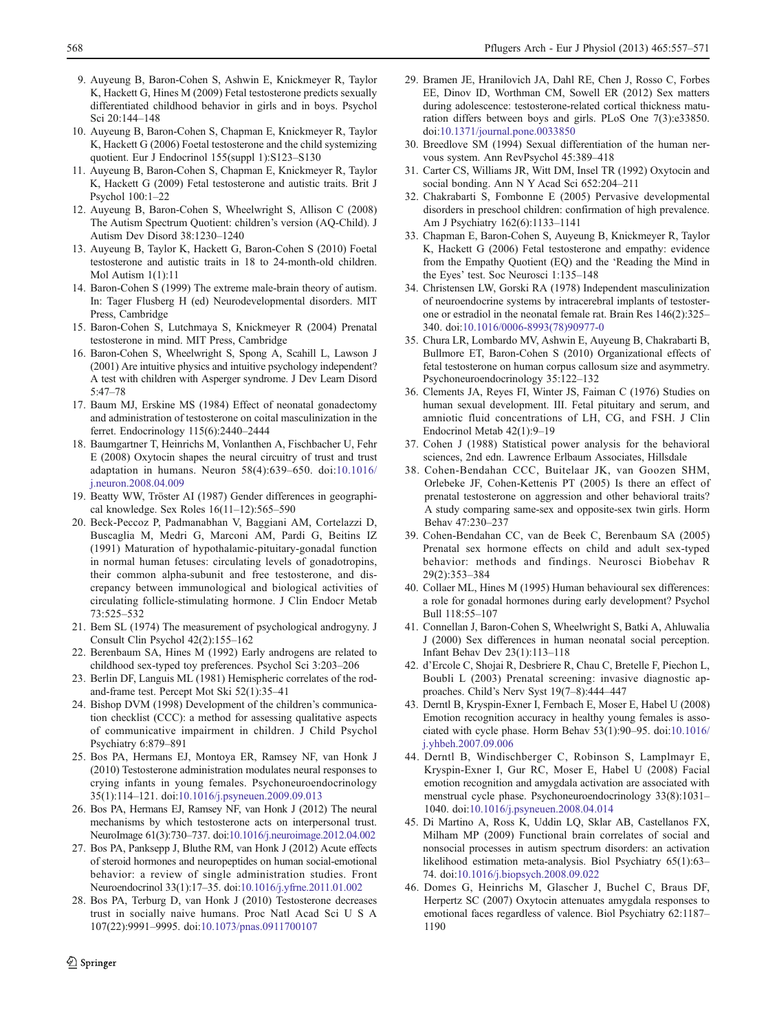9. Auyeung B, Baron-Cohen S, Ashwin E, Knickmeyer R, Taylor K, Hackett G, Hines M (2009) Fetal testosterone predicts sexually differentiated childhood behavior in girls and in boys. Psychol Sci 20:144–148
10. Auyeung B, Baron-Cohen S, Chapman E, Knickmeyer R, Taylor K, Hackett G (2006) Foetal testosterone and the child systemizing quotient. Eur J Endocrinol 155(suppl 1):S123–S130
11. Auyeung B, Baron-Cohen S, Chapman E, Knickmeyer R, Taylor K, Hackett G (2009) Fetal testosterone and autistic traits. Brit J Psychol 100:1–22
12. Auyeung B, Baron-Cohen S, Wheelwright S, Allison C (2008) The Autism Spectrum Quotient: children's version (AQ-Child). J Autism Dev Disord 38:1230–1240
13. Auyeung B, Taylor K, Hackett G, Baron-Cohen S (2010) Foetal testosterone and autistic traits in 18 to 24-month-old children. Mol Autism 1(1):11
14. Baron-Cohen S (1999) The extreme male-brain theory of autism. In: Tager Flusberg H (ed) Neurodevelopmental disorders. MIT Press, Cambridge
15. Baron-Cohen S, Lutchmaya S, Knickmeyer R (2004) Prenatal testosterone in mind. MIT Press, Cambridge
16. Baron-Cohen S, Wheelwright S, Spong A, Scahill L, Lawson J (2001) Are intuitive physics and intuitive psychology independent? A test with children with Asperger syndrome. J Dev Learn Disord 5:47–78
17. Baum MJ, Erskine MS (1984) Effect of neonatal gonadectomy and administration of testosterone on coital masculinization in the ferret. Endocrinology 115(6):2440–2444
18. Baumgartner T, Heinrichs M, Vonlanthen A, Fischbacher U, Fehr E (2008) Oxytocin shapes the neural circuitry of trust and trust adaptation in humans. Neuron 58(4):639–650. doi:10.1016/j.neuron.2008.04.009
19. Beatty WW, Tröster AI (1987) Gender differences in geographical knowledge. Sex Roles 16(11–12):565–590
20. Beck-Peccoz P, Padmanabhan V, Baggiani AM, Cortelazzi D, Buscaglia M, Medri G, Marconi AM, Pardi G, Beitins IZ (1991) Maturation of hypothalamic-pituitary-gonadal function in normal human fetuses: circulating levels of gonadotropins, their common alpha-subunit and free testosterone, and discrepancy between immunological and biological activities of circulating follicle-stimulating hormone. J Clin Endocr Metab 73:525–532
21. Bem SL (1974) The measurement of psychological androgyny. J Consult Clin Psychol 42(2):155–162
22. Berenbaum SA, Hines M (1992) Early androgens are related to childhood sex-typed toy preferences. Psychol Sci 3:203–206
23. Berlin DF, Languis ML (1981) Hemispheric correlates of the rod-and-frame test. Percept Mot Ski 52(1):35–41
24. Bishop DVM (1998) Development of the children's communication checklist (CCC): a method for assessing qualitative aspects of communicative impairment in children. J Child Psychol Psychiatry 6:879–891
25. Bos PA, Hermans EJ, Montoya ER, Ramsey NF, van Honk J (2010) Testosterone administration modulates neural responses to crying infants in young females. Psychoneuroendocrinology 35(1):114–121. doi:10.1016/j.psyneuen.2009.09.013
26. Bos PA, Hermans EJ, Ramsey NF, van Honk J (2012) The neural mechanisms by which testosterone acts on interpersonal trust. NeuroImage 61(3):730–737. doi:10.1016/j.neuroimage.2012.04.002
27. Bos PA, Panksepp J, Bluthe RM, van Honk J (2012) Acute effects of steroid hormones and neuropeptides on human social-emotional behavior: a review of single administration studies. Front Neuroendocrinol 33(1):17–35. doi:10.1016/j.yfrne.2011.01.002
28. Bos PA, Terburg D, van Honk J (2010) Testosterone decreases trust in socially naive humans. Proc Natl Acad Sci U S A 107(22):9991–9995. doi:10.1073/pnas.0911700107
29. Bramen JE, Hranilovich JA, Dahl RE, Chen J, Rosso C, Forbes EE, Dinov ID, Worthman CM, Sowell ER (2012) Sex matters during adolescence: testosterone-related cortical thickness maturation differs between boys and girls. PLoS One 7(3):e33850. doi:10.1371/journal.pone.0033850
30. Breedlove SM (1994) Sexual differentiation of the human nervous system. Ann RevPsychol 45:389–418
31. Carter CS, Williams JR, Witt DM, Insel TR (1992) Oxytocin and social bonding. Ann N Y Acad Sci 652:204–211
32. Chakrabarti S, Fombonne E (2005) Pervasive developmental disorders in preschool children: confirmation of high prevalence. Am J Psychiatry 162(6):1133–1141
33. Chapman E, Baron-Cohen S, Auyeung B, Knickmeyer R, Taylor K, Hackett G (2006) Fetal testosterone and empathy: evidence from the Empathy Quotient (EQ) and the 'Reading the Mind in the Eyes' test. Soc Neurosci 1:135–148
34. Christensen LW, Gorski RA (1978) Independent masculinization of neuroendocrine systems by intracerebral implants of testosterone or estradiol in the neonatal female rat. Brain Res 146(2):325–340. doi:10.1016/0006-8993(78)90977-0
35. Chura LR, Lombardo MV, Ashwin E, Auyeung B, Chakrabarti B, Bullmore ET, Baron-Cohen S (2010) Organizational effects of fetal testosterone on human corpus callosum size and asymmetry. Psychoneuroendocrinology 35:122–132
36. Clements JA, Reyes FI, Winter JS, Faiman C (1976) Studies on human sexual development. III. Fetal pituitary and serum, and amniotic fluid concentrations of LH, CG, and FSH. J Clin Endocrinol Metab 42(1):9–19
37. Cohen J (1988) Statistical power analysis for the behavioral sciences, 2nd edn. Lawrence Erlbaum Associates, Hillsdale
38. Cohen-Bendahan CCC, Buitelaar JK, van Goozen SHM, Orlebeke JF, Cohen-Kettenis PT (2005) Is there an effect of prenatal testosterone on aggression and other behavioral traits? A study comparing same-sex and opposite-sex twin girls. Horm Behav 47:230–237
39. Cohen-Bendahan CC, van de Beek C, Berenbaum SA (2005) Prenatal sex hormone effects on child and adult sex-typed behavior: methods and findings. Neurosci Biobehav R 29(2):353–384
40. Collaer ML, Hines M (1995) Human behavioural sex differences: a role for gonadal hormones during early development? Psychol Bull 118:55–107
41. Connellan J, Baron-Cohen S, Wheelwright S, Batki A, Ahluwalia J (2000) Sex differences in human neonatal social perception. Infant Behav Dev 23(1):113–118
42. d'Ercole C, Shojai R, Desbriere R, Chau C, Bretelle F, Piechon L, Boubli L (2003) Prenatal screening: invasive diagnostic approaches. Child's Nerv Syst 19(7–8):444–447
43. Derntl B, Kryspin-Exner I, Fernbach E, Moser E, Habel U (2008) Emotion recognition accuracy in healthy young females is associated with cycle phase. Horm Behav 53(1):90–95. doi:10.1016/j.yhbeh.2007.09.006
44. Derntl B, Windischberger C, Robinson S, Lamplmayr E, Kryspin-Exner I, Gur RC, Moser E, Habel U (2008) Facial emotion recognition and amygdala activation are associated with menstrual cycle phase. Psychoneuroendocrinology 33(8):1031–1040. doi:10.1016/j.psyneuen.2008.04.014
45. Di Martino A, Ross K, Uddin LQ, Sklar AB, Castellanos FX, Milham MP (2009) Functional brain correlates of social and nonsocial processes in autism spectrum disorders: an activation likelihood estimation meta-analysis. Biol Psychiatry 65(1):63–74. doi:10.1016/j.biopsych.2008.09.022
46. Domes G, Heinrichs M, Glascher J, Buchel C, Braus DF, Herpertz SC (2007) Oxytocin attenuates amygdala responses to emotional faces regardless of valence. Biol Psychiatry 62:1187–1190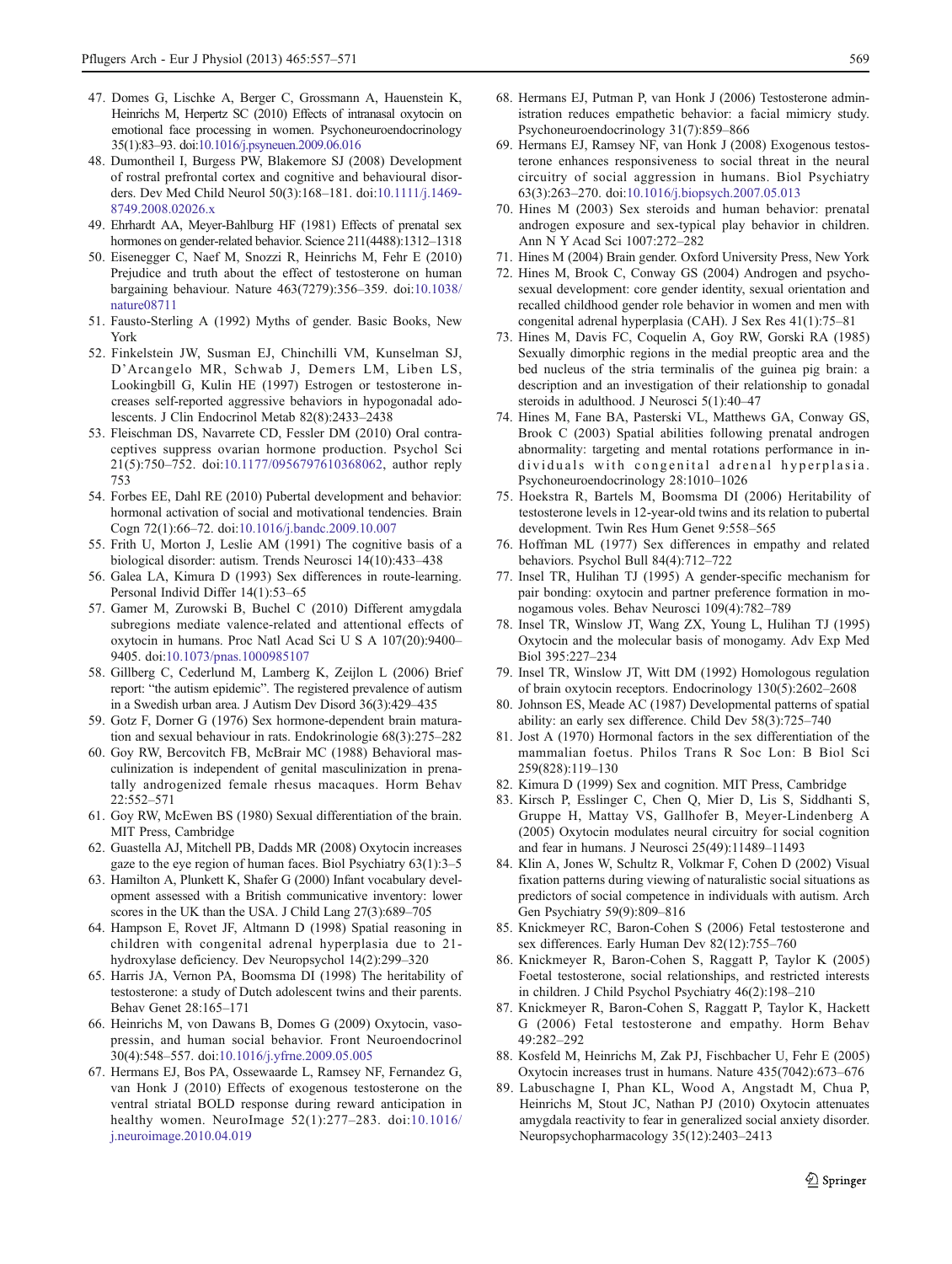47. Domes G, Lischke A, Berger C, Grossmann A, Hauenstein K, Heinrichs M, Herpertz SC (2010) Effects of intranasal oxytocin on emotional face processing in women. Psychoneuroendocrinology 35(1):83–93. doi:10.1016/j.psyneuen.2009.06.016
48. Dumontheil I, Burgess PW, Blakemore SJ (2008) Development of rostral prefrontal cortex and cognitive and behavioural disorders. Dev Med Child Neurol 50(3):168–181. doi:10.1111/j.1469-8749.2008.02026.x
49. Ehrhardt AA, Meyer-Bahlburg HF (1981) Effects of prenatal sex hormones on gender-related behavior. Science 211(4488):1312–1318
50. Eisenegger C, Naef M, Snozzi R, Heinrichs M, Fehr E (2010) Prejudice and truth about the effect of testosterone on human bargaining behaviour. Nature 463(7279):356–359. doi:10.1038/nature08711
51. Fausto-Sterling A (1992) Myths of gender. Basic Books, New York
52. Finkelstein JW, Susman EJ, Chinchilli VM, Kunselman SJ, D'Arcangelo MR, Schwab J, Demers LM, Liben LS, Lookingbill G, Kulin HE (1997) Estrogen or testosterone increases self-reported aggressive behaviors in hypogonadal adolescents. J Clin Endocrinol Metab 82(8):2433–2438
53. Fleischman DS, Navarrete CD, Fessler DM (2010) Oral contraceptives suppress ovarian hormone production. Psychol Sci 21(5):750–752. doi:10.1177/0956797610368062, author reply 753
54. Forbes EE, Dahl RE (2010) Pubertal development and behavior: hormonal activation of social and motivational tendencies. Brain Cogn 72(1):66–72. doi:10.1016/j.bandc.2009.10.007
55. Frith U, Morton J, Leslie AM (1991) The cognitive basis of a biological disorder: autism. Trends Neurosci 14(10):433–438
56. Galea LA, Kimura D (1993) Sex differences in route-learning. Personal Individ Differ 14(1):53–65
57. Gamer M, Zurowski B, Buchel C (2010) Different amygdala subregions mediate valence-related and attentional effects of oxytocin in humans. Proc Natl Acad Sci U S A 107(20):9400–9405. doi:10.1073/pnas.1000985107
58. Gillberg C, Cederlund M, Lamberg K, Zeijlon L (2006) Brief report: "the autism epidemic". The registered prevalence of autism in a Swedish urban area. J Autism Dev Disord 36(3):429–435
59. Gotz F, Dorner G (1976) Sex hormone-dependent brain maturation and sexual behaviour in rats. Endokrinologie 68(3):275–282
60. Goy RW, Bercovitch FB, McBrair MC (1988) Behavioral masculinization is independent of genital masculinization in prenatally androgenized female rhesus macaques. Horm Behav 22:552–571
61. Goy RW, McEwen BS (1980) Sexual differentiation of the brain. MIT Press, Cambridge
62. Guastella AJ, Mitchell PB, Dadds MR (2008) Oxytocin increases gaze to the eye region of human faces. Biol Psychiatry 63(1):3–5
63. Hamilton A, Plunkett K, Shafer G (2000) Infant vocabulary development assessed with a British communicative inventory: lower scores in the UK than the USA. J Child Lang 27(3):689–705
64. Hampson E, Rovet JF, Altmann D (1998) Spatial reasoning in children with congenital adrenal hyperplasia due to 21-hydroxylase deficiency. Dev Neuropsychol 14(2):299–320
65. Harris JA, Vernon PA, Boomsma DI (1998) The heritability of testosterone: a study of Dutch adolescent twins and their parents. Behav Genet 28:165–171
66. Heinrichs M, von Dawans B, Domes G (2009) Oxytocin, vasopressin, and human social behavior. Front Neuroendocrinol 30(4):548–557. doi:10.1016/j.yfrne.2009.05.005
67. Hermans EJ, Bos PA, Ossewaarde L, Ramsey NF, Fernandez G, van Honk J (2010) Effects of exogenous testosterone on the ventral striatal BOLD response during reward anticipation in healthy women. NeuroImage 52(1):277–283. doi:10.1016/j.neuroimage.2010.04.019
68. Hermans EJ, Putman P, van Honk J (2006) Testosterone administration reduces empathetic behavior: a facial mimicry study. Psychoneuroendocrinology 31(7):859–866
69. Hermans EJ, Ramsey NF, van Honk J (2008) Exogenous testosterone enhances responsiveness to social threat in the neural circuitry of social aggression in humans. Biol Psychiatry 63(3):263–270. doi:10.1016/j.biopsych.2007.05.013
70. Hines M (2003) Sex steroids and human behavior: prenatal androgen exposure and sex-typical play behavior in children. Ann N Y Acad Sci 1007:272–282
71. Hines M (2004) Brain gender. Oxford University Press, New York
72. Hines M, Brook C, Conway GS (2004) Androgen and psychosexual development: core gender identity, sexual orientation and recalled childhood gender role behavior in women and men with congenital adrenal hyperplasia (CAH). J Sex Res 41(1):75–81
73. Hines M, Davis FC, Coquelin A, Goy RW, Gorski RA (1985) Sexually dimorphic regions in the medial preoptic area and the bed nucleus of the stria terminalis of the guinea pig brain: a description and an investigation of their relationship to gonadal steroids in adulthood. J Neurosci 5(1):40–47
74. Hines M, Fane BA, Pasterski VL, Matthews GA, Conway GS, Brook C (2003) Spatial abilities following prenatal androgen abnormality: targeting and mental rotations performance in individuals with congenital adrenal hyperplasia. Psychoneuroendocrinology 28:1010–1026
75. Hoekstra R, Bartels M, Boomsma DI (2006) Heritability of testosterone levels in 12-year-old twins and its relation to pubertal development. Twin Res Hum Genet 9:558–565
76. Hoffman ML (1977) Sex differences in empathy and related behaviors. Psychol Bull 84(4):712–722
77. Insel TR, Hulihan TJ (1995) A gender-specific mechanism for pair bonding: oxytocin and partner preference formation in monogamous voles. Behav Neurosci 109(4):782–789
78. Insel TR, Winslow JT, Wang ZX, Young L, Hulihan TJ (1995) Oxytocin and the molecular basis of monogamy. Adv Exp Med Biol 395:227–234
79. Insel TR, Winslow JT, Witt DM (1992) Homologous regulation of brain oxytocin receptors. Endocrinology 130(5):2602–2608
80. Johnson ES, Meade AC (1987) Developmental patterns of spatial ability: an early sex difference. Child Dev 58(3):725–740
81. Jost A (1970) Hormonal factors in the sex differentiation of the mammalian foetus. Philos Trans R Soc Lon: B Biol Sci 259(828):119–130
82. Kimura D (1999) Sex and cognition. MIT Press, Cambridge
83. Kirsch P, Esslinger C, Chen Q, Mier D, Lis S, Siddhanti S, Gruppe H, Mattay VS, Gallhofer B, Meyer-Lindenberg A (2005) Oxytocin modulates neural circuitry for social cognition and fear in humans. J Neurosci 25(49):11489–11493
84. Klin A, Jones W, Schultz R, Volkmar F, Cohen D (2002) Visual fixation patterns during viewing of naturalistic social situations as predictors of social competence in individuals with autism. Arch Gen Psychiatry 59(9):809–816
85. Knickmeyer RC, Baron-Cohen S (2006) Fetal testosterone and sex differences. Early Human Dev 82(12):755–760
86. Knickmeyer R, Baron-Cohen S, Raggatt P, Taylor K (2005) Foetal testosterone, social relationships, and restricted interests in children. J Child Psychol Psychiatry 46(2):198–210
87. Knickmeyer R, Baron-Cohen S, Raggatt P, Taylor K, Hackett G (2006) Fetal testosterone and empathy. Horm Behav 49:282–292
88. Kosfeld M, Heinrichs M, Zak PJ, Fischbacher U, Fehr E (2005) Oxytocin increases trust in humans. Nature 435(7042):673–676
89. Labuschagne I, Phan KL, Wood A, Angstadt M, Chua P, Heinrichs M, Stout JC, Nathan PJ (2010) Oxytocin attenuates amygdala reactivity to fear in generalized social anxiety disorder. Neuropsychopharmacology 35(12):2403–2413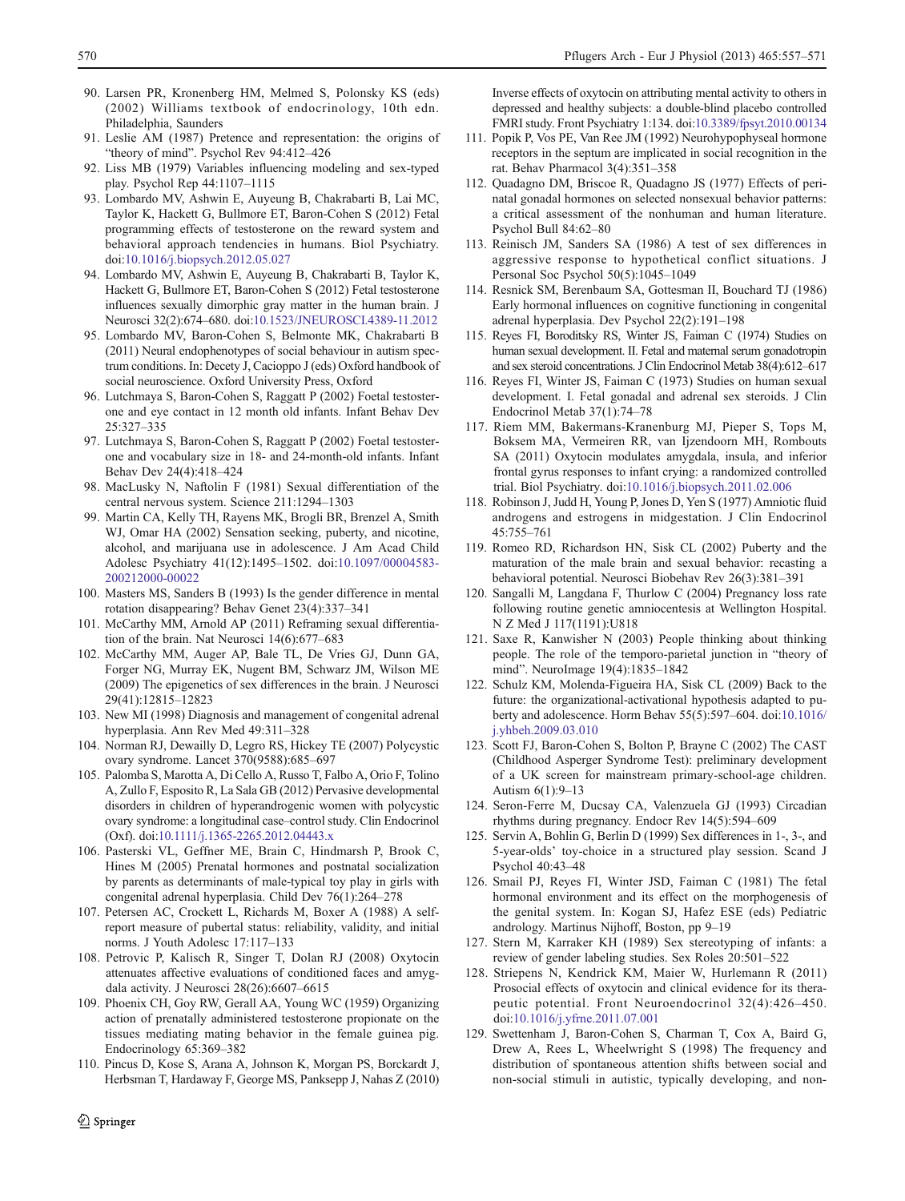90. Larsen PR, Kronenberg HM, Melmed S, Polonsky KS (eds) (2002) Williams textbook of endocrinology, 10th edn. Philadelphia, Saunders
91. Leslie AM (1987) Pretence and representation: the origins of "theory of mind". Psychol Rev 94:412–426
92. Liss MB (1979) Variables influencing modeling and sex-typed play. Psychol Rep 44:1107–1115
93. Lombardo MV, Ashwin E, Auyeung B, Chakrabarti B, Lai MC, Taylor K, Hackett G, Bullmore ET, Baron-Cohen S (2012) Fetal programming effects of testosterone on the reward system and behavioral approach tendencies in humans. Biol Psychiatry. doi:10.1016/j.biopsych.2012.05.027
94. Lombardo MV, Ashwin E, Auyeung B, Chakrabarti B, Taylor K, Hackett G, Bullmore ET, Baron-Cohen S (2012) Fetal testosterone influences sexually dimorphic gray matter in the human brain. J Neurosci 32(2):674–680. doi:10.1523/JNEUROSCI.4389-11.2012
95. Lombardo MV, Baron-Cohen S, Belmonte MK, Chakrabarti B (2011) Neural endophenotypes of social behaviour in autism spectrum conditions. In: Decety J, Cacioppo J (eds) Oxford handbook of social neuroscience. Oxford University Press, Oxford
96. Lutchmaya S, Baron-Cohen S, Raggatt P (2002) Foetal testosterone and eye contact in 12 month old infants. Infant Behav Dev 25:327–335
97. Lutchmaya S, Baron-Cohen S, Raggatt P (2002) Foetal testosterone and vocabulary size in 18- and 24-month-old infants. Infant Behav Dev 24(4):418–424
98. MacLusky N, Naftolin F (1981) Sexual differentiation of the central nervous system. Science 211:1294–1303
99. Martin CA, Kelly TH, Rayens MK, Brogli BR, Brenzel A, Smith WJ, Omar HA (2002) Sensation seeking, puberty, and nicotine, alcohol, and marijuana use in adolescence. J Am Acad Child Adolesc Psychiatry 41(12):1495–1502. doi:10.1097/00004583-200212000-00022
100. Masters MS, Sanders B (1993) Is the gender difference in mental rotation disappearing? Behav Genet 23(4):337–341
101. McCarthy MM, Arnold AP (2011) Reframing sexual differentiation of the brain. Nat Neurosci 14(6):677–683
102. McCarthy MM, Auger AP, Bale TL, De Vries GJ, Dunn GA, Forger NG, Murray EK, Nugent BM, Schwarz JM, Wilson ME (2009) The epigenetics of sex differences in the brain. J Neurosci 29(41):12815–12823
103. New MI (1998) Diagnosis and management of congenital adrenal hyperplasia. Ann Rev Med 49:311–328
104. Norman RJ, Dewailly D, Legro RS, Hickey TE (2007) Polycystic ovary syndrome. Lancet 370(9588):685–697
105. Palomba S, Marotta A, Di Cello A, Russo T, Falbo A, Orio F, Tolino A, Zullo F, Esposito R, La Sala GB (2012) Pervasive developmental disorders in children of hyperandrogenic women with polycystic ovary syndrome: a longitudinal case–control study. Clin Endocrinol (Oxf). doi:10.1111/j.1365-2265.2012.04443.x
106. Pasterski VL, Geffner ME, Brain C, Hindmarsh P, Brook C, Hines M (2005) Prenatal hormones and postnatal socialization by parents as determinants of male-typical toy play in girls with congenital adrenal hyperplasia. Child Dev 76(1):264–278
107. Petersen AC, Crockett L, Richards M, Boxer A (1988) A self-report measure of pubertal status: reliability, validity, and initial norms. J Youth Adolesc 17:117–133
108. Petrovic P, Kalisch R, Singer T, Dolan RJ (2008) Oxytocin attenuates affective evaluations of conditioned faces and amygdala activity. J Neurosci 28(26):6607–6615
109. Phoenix CH, Goy RW, Gerall AA, Young WC (1959) Organizing action of prenatally administered testosterone propionate on the tissues mediating mating behavior in the female guinea pig. Endocrinology 65:369–382
110. Pincus D, Kose S, Arana A, Johnson K, Morgan PS, Borckardt J, Herbsman T, Hardaway F, George MS, Panksepp J, Nahas Z (2010) Inverse effects of oxytocin on attributing mental activity to others in depressed and healthy subjects: a double-blind placebo controlled FMRI study. Front Psychiatry 1:134. doi:10.3389/fpsyt.2010.00134
111. Popik P, Vos PE, Van Ree JM (1992) Neurohypophyseal hormone receptors in the septum are implicated in social recognition in the rat. Behav Pharmacol 3(4):351–358
112. Quadagno DM, Briscoe R, Quadagno JS (1977) Effects of perinatal gonadal hormones on selected nonsexual behavior patterns: a critical assessment of the nonhuman and human literature. Psychol Bull 84:62–80
113. Reinisch JM, Sanders SA (1986) A test of sex differences in aggressive response to hypothetical conflict situations. J Personal Soc Psychol 50(5):1045–1049
114. Resnick SM, Berenbaum SA, Gottesman II, Bouchard TJ (1986) Early hormonal influences on cognitive functioning in congenital adrenal hyperplasia. Dev Psychol 22(2):191–198
115. Reyes FI, Boroditsky RS, Winter JS, Faiman C (1974) Studies on human sexual development. II. Fetal and maternal serum gonadotropin and sex steroid concentrations. J Clin Endocrinol Metab 38(4):612–617
116. Reyes FI, Winter JS, Faiman C (1973) Studies on human sexual development. I. Fetal gonadal and adrenal sex steroids. J Clin Endocrinol Metab 37(1):74–78
117. Riem MM, Bakermans-Kranenburg MJ, Pieper S, Tops M, Boksem MA, Vermeiren RR, van Ijzendoorn MH, Rombouts SA (2011) Oxytocin modulates amygdala, insula, and inferior frontal gyrus responses to infant crying: a randomized controlled trial. Biol Psychiatry. doi:10.1016/j.biopsych.2011.02.006
118. Robinson J, Judd H, Young P, Jones D, Yen S (1977) Amniotic fluid androgens and estrogens in midgestation. J Clin Endocrinol 45:755–761
119. Romeo RD, Richardson HN, Sisk CL (2002) Puberty and the maturation of the male brain and sexual behavior: recasting a behavioral potential. Neurosci Biobehav Rev 26(3):381–391
120. Sangalli M, Langdana F, Thurlow C (2004) Pregnancy loss rate following routine genetic amniocentesis at Wellington Hospital. N Z Med J 117(1191):U818
121. Saxe R, Kanwisher N (2003) People thinking about thinking people. The role of the temporo-parietal junction in "theory of mind". NeuroImage 19(4):1835–1842
122. Schulz KM, Molenda-Figueira HA, Sisk CL (2009) Back to the future: the organizational-activational hypothesis adapted to puberty and adolescence. Horm Behav 55(5):597–604. doi:10.1016/j.yhbeh.2009.03.010
123. Scott FJ, Baron-Cohen S, Bolton P, Brayne C (2002) The CAST (Childhood Asperger Syndrome Test): preliminary development of a UK screen for mainstream primary-school-age children. Autism 6(1):9–13
124. Seron-Ferre M, Ducsay CA, Valenzuela GJ (1993) Circadian rhythms during pregnancy. Endocr Rev 14(5):594–609
125. Servin A, Bohlin G, Berlin D (1999) Sex differences in 1-, 3-, and 5-year-olds' toy-choice in a structured play session. Scand J Psychol 40:43–48
126. Smail PJ, Reyes FI, Winter JSD, Faiman C (1981) The fetal hormonal environment and its effect on the morphogenesis of the genital system. In: Kogan SJ, Hafez ESE (eds) Pediatric andrology. Martinus Nijhoff, Boston, pp 9–19
127. Stern M, Karraker KH (1989) Sex stereotyping of infants: a review of gender labeling studies. Sex Roles 20:501–522
128. Striepens N, Kendrick KM, Maier W, Hurlemann R (2011) Prosocial effects of oxytocin and clinical evidence for its therapeutic potential. Front Neuroendocrinol 32(4):426–450. doi:10.1016/j.yfrne.2011.07.001
129. Swettenham J, Baron-Cohen S, Charman T, Cox A, Baird G, Drew A, Rees L, Wheelwright S (1998) The frequency and distribution of spontaneous attention shifts between social and non-social stimuli in autistic, typically developing, and non-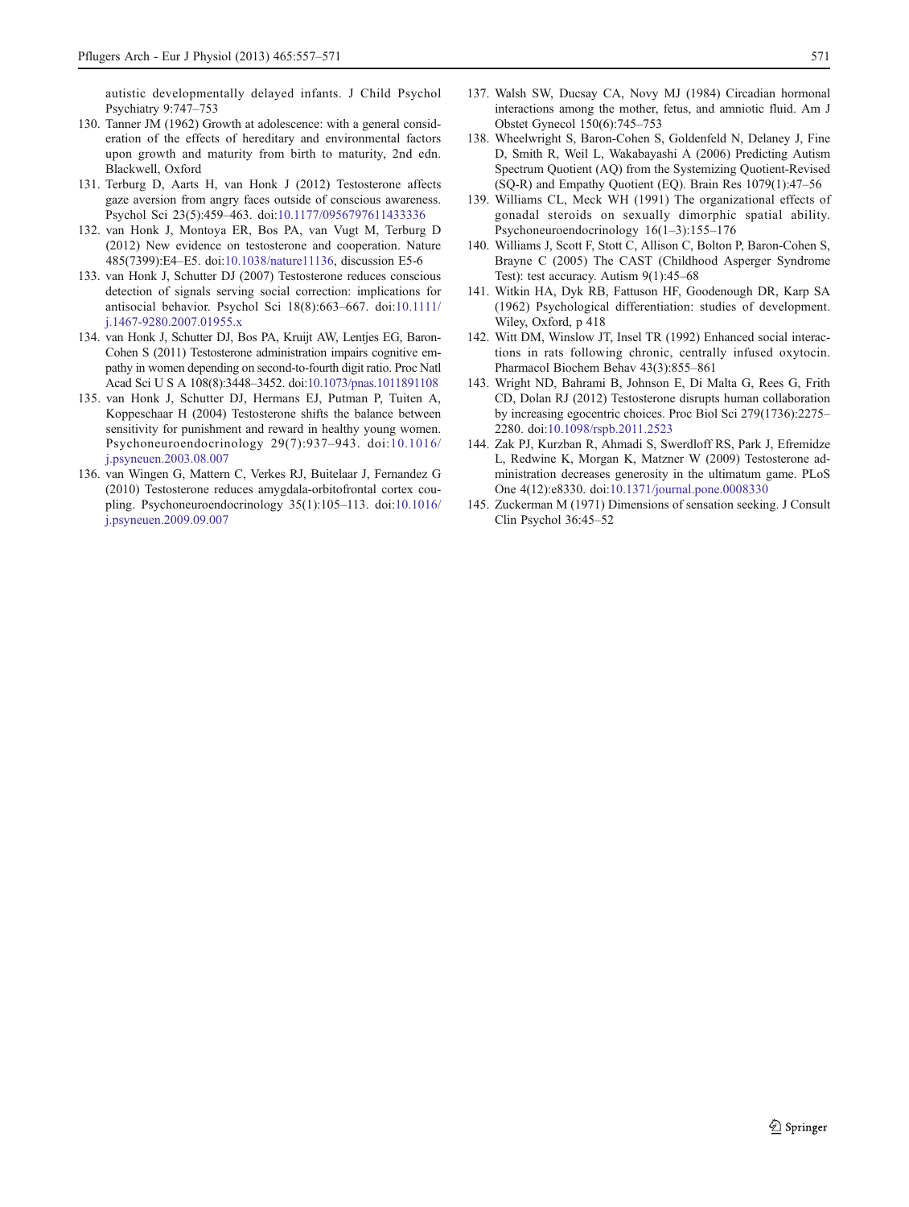autistic developmentally delayed infants. J Child Psychol Psychiatry 9:747–753

130. Tanner JM (1962) Growth at adolescence: with a general consideration of the effects of hereditary and environmental factors upon growth and maturity from birth to maturity, 2nd edn. Blackwell, Oxford
131. Terburg D, Aarts H, van Honk J (2012) Testosterone affects gaze aversion from angry faces outside of conscious awareness. Psychol Sci 23(5):459–463. doi:10.1177/0956797611433336
132. van Honk J, Montoya ER, Bos PA, van Vugt M, Terburg D (2012) New evidence on testosterone and cooperation. Nature 485(7399):E4–E5. doi:10.1038/nature11136, discussion E5-6
133. van Honk J, Schutter DJ (2007) Testosterone reduces conscious detection of signals serving social correction: implications for antisocial behavior. Psychol Sci 18(8):663–667. doi:10.1111/j.1467-9280.2007.01955.x
134. van Honk J, Schutter DJ, Bos PA, Kruijt AW, Lentjes EG, Baron-Cohen S (2011) Testosterone administration impairs cognitive empathy in women depending on second-to-fourth digit ratio. Proc Natl Acad Sci U S A 108(8):3448–3452. doi:10.1073/pnas.1011891108
135. van Honk J, Schutter DJ, Hermans EJ, Putman P, Tuiten A, Koppeschaar H (2004) Testosterone shifts the balance between sensitivity for punishment and reward in healthy young women. Psychoneuroendocrinology 29(7):937–943. doi:10.1016/j.psyneuen.2003.08.007
136. van Wingen G, Mattern C, Verkes RJ, Buitelaar J, Fernandez G (2010) Testosterone reduces amygdala-orbitofrontal cortex coupling. Psychoneuroendocrinology 35(1):105–113. doi:10.1016/j.psyneuen.2009.09.007
137. Walsh SW, Ducsay CA, Novy MJ (1984) Circadian hormonal interactions among the mother, fetus, and amniotic fluid. Am J Obstet Gynecol 150(6):745–753
138. Wheelwright S, Baron-Cohen S, Goldenfeld N, Delaney J, Fine D, Smith R, Weil L, Wakabayashi A (2006) Predicting Autism Spectrum Quotient (AQ) from the Systemizing Quotient-Revised (SQ-R) and Empathy Quotient (EQ). Brain Res 1079(1):47–56
139. Williams CL, Meck WH (1991) The organizational effects of gonadal steroids on sexually dimorphic spatial ability. Psychoneuroendocrinology 16(1–3):155–176
140. Williams J, Scott F, Stott C, Allison C, Bolton P, Baron-Cohen S, Brayne C (2005) The CAST (Childhood Asperger Syndrome Test): test accuracy. Autism 9(1):45–68
141. Witkin HA, Dyk RB, Fattuson HF, Goodenough DR, Karp SA (1962) Psychological differentiation: studies of development. Wiley, Oxford, p 418
142. Witt DM, Winslow JT, Insel TR (1992) Enhanced social interactions in rats following chronic, centrally infused oxytocin. Pharmacol Biochem Behav 43(3):855–861
143. Wright ND, Bahrami B, Johnson E, Di Malta G, Rees G, Frith CD, Dolan RJ (2012) Testosterone disrupts human collaboration by increasing egocentric choices. Proc Biol Sci 279(1736):2275–2280. doi:10.1098/rspb.2011.2523
144. Zak PJ, Kurzban R, Ahmadi S, Swerdloff RS, Park J, Efremidze L, Redwine K, Morgan K, Matzner W (2009) Testosterone administration decreases generosity in the ultimatum game. PLoS One 4(12):e8330. doi:10.1371/journal.pone.0008330
145. Zuckerman M (1971) Dimensions of sensation seeking. J Consult Clin Psychol 36:45–52